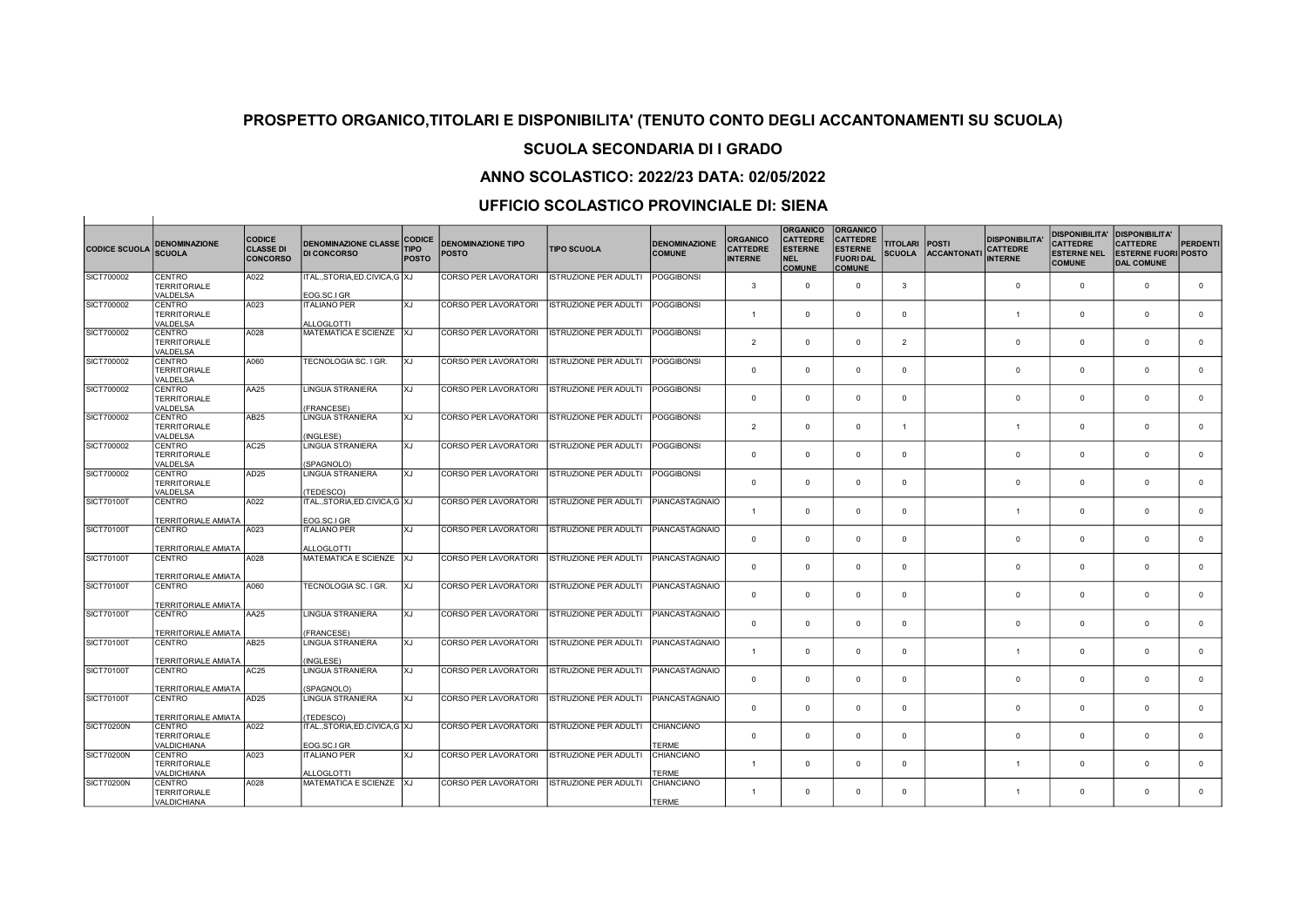## PROSPETTO ORGANICO,TITOLARI E DISPONIBILITA' (TENUTO CONTO DEGLI ACCANTONAMENTI SU SCUOLA)

## SCUOLA SECONDARIA DI I GRADO

## ANNO SCOLASTICO: 2022/23 DATA: 02/05/2022

## UFFICIO SCOLASTICO PROVINCIALE DI: SIENA

| CODICE SCUOLA | DENOMINAZIONE SCUOLA | CODICE CLASSE DI CONCORSO | DENOMINAZIONE CLASSE DI CONCORSO | CODICE TIPO POSTO | DENOMINAZIONE TIPO POSTO | TIPO SCUOLA | DENOMINAZIONE COMUNE | ORGANICO CATTEDRE INTERNE | ORGANICO CATTEDRE ESTERNE NEL COMUNE | ORGANICO CATTEDRE ESTERNE FUORI DAL COMUNE | TITOLARI SCUOLA | POSTI ACCANTONATI | DISPONIBILITA' CATTEDRE INTERNE | DISPONIBILITA' CATTEDRE ESTERNE NEL COMUNE | DISPONIBILITA' CATTEDRE ESTERNE FUORI DAL COMUNE | PERDENTI POSTO |
|---|---|---|---|---|---|---|---|---|---|---|---|---|---|---|---|---|
| SICT700002 | CENTRO TERRITORIALE VALDELSA | A022 | ITAL.,STORIA,ED.CIVICA,GEOG.SC.I GR | XJ | CORSO PER LAVORATORI | ISTRUZIONE PER ADULTI | POGGIBONSI | 3 | 0 | 0 | 3 | | 0 | 0 | 0 | 0 |
| SICT700002 | CENTRO TERRITORIALE VALDELSA | A023 | ITALIANO PER ALLOGLOTTI | XJ | CORSO PER LAVORATORI | ISTRUZIONE PER ADULTI | POGGIBONSI | 1 | 0 | 0 | 0 | | 1 | 0 | 0 | 0 |
| SICT700002 | CENTRO TERRITORIALE VALDELSA | A028 | MATEMATICA E SCIENZE | XJ | CORSO PER LAVORATORI | ISTRUZIONE PER ADULTI | POGGIBONSI | 2 | 0 | 0 | 2 | | 0 | 0 | 0 | 0 |
| SICT700002 | CENTRO TERRITORIALE VALDELSA | A060 | TECNOLOGIA SC. I GR. | XJ | CORSO PER LAVORATORI | ISTRUZIONE PER ADULTI | POGGIBONSI | 0 | 0 | 0 | 0 | | 0 | 0 | 0 | 0 |
| SICT700002 | CENTRO TERRITORIALE VALDELSA | AA25 | LINGUA STRANIERA (FRANCESE) | XJ | CORSO PER LAVORATORI | ISTRUZIONE PER ADULTI | POGGIBONSI | 0 | 0 | 0 | 0 | | 0 | 0 | 0 | 0 |
| SICT700002 | CENTRO TERRITORIALE VALDELSA | AB25 | LINGUA STRANIERA (INGLESE) | XJ | CORSO PER LAVORATORI | ISTRUZIONE PER ADULTI | POGGIBONSI | 2 | 0 | 0 | 1 | | 1 | 0 | 0 | 0 |
| SICT700002 | CENTRO TERRITORIALE VALDELSA | AC25 | LINGUA STRANIERA (SPAGNOLO) | XJ | CORSO PER LAVORATORI | ISTRUZIONE PER ADULTI | POGGIBONSI | 0 | 0 | 0 | 0 | | 0 | 0 | 0 | 0 |
| SICT700002 | CENTRO TERRITORIALE VALDELSA | AD25 | LINGUA STRANIERA (TEDESCO) | XJ | CORSO PER LAVORATORI | ISTRUZIONE PER ADULTI | POGGIBONSI | 0 | 0 | 0 | 0 | | 0 | 0 | 0 | 0 |
| SICT70100T | CENTRO TERRITORIALE AMIATA | A022 | ITAL.,STORIA,ED.CIVICA,GEOG.SC.I GR | XJ | CORSO PER LAVORATORI | ISTRUZIONE PER ADULTI | PIANCASTAGNAIO | 1 | 0 | 0 | 0 | | 1 | 0 | 0 | 0 |
| SICT70100T | CENTRO TERRITORIALE AMIATA | A023 | ITALIANO PER ALLOGLOTTI | XJ | CORSO PER LAVORATORI | ISTRUZIONE PER ADULTI | PIANCASTAGNAIO | 0 | 0 | 0 | 0 | | 0 | 0 | 0 | 0 |
| SICT70100T | CENTRO TERRITORIALE AMIATA | A028 | MATEMATICA E SCIENZE | XJ | CORSO PER LAVORATORI | ISTRUZIONE PER ADULTI | PIANCASTAGNAIO | 0 | 0 | 0 | 0 | | 0 | 0 | 0 | 0 |
| SICT70100T | CENTRO TERRITORIALE AMIATA | A060 | TECNOLOGIA SC. I GR. | XJ | CORSO PER LAVORATORI | ISTRUZIONE PER ADULTI | PIANCASTAGNAIO | 0 | 0 | 0 | 0 | | 0 | 0 | 0 | 0 |
| SICT70100T | CENTRO TERRITORIALE AMIATA | AA25 | LINGUA STRANIERA (FRANCESE) | XJ | CORSO PER LAVORATORI | ISTRUZIONE PER ADULTI | PIANCASTAGNAIO | 0 | 0 | 0 | 0 | | 0 | 0 | 0 | 0 |
| SICT70100T | CENTRO TERRITORIALE AMIATA | AB25 | LINGUA STRANIERA (INGLESE) | XJ | CORSO PER LAVORATORI | ISTRUZIONE PER ADULTI | PIANCASTAGNAIO | 1 | 0 | 0 | 0 | | 1 | 0 | 0 | 0 |
| SICT70100T | CENTRO TERRITORIALE AMIATA | AC25 | LINGUA STRANIERA (SPAGNOLO) | XJ | CORSO PER LAVORATORI | ISTRUZIONE PER ADULTI | PIANCASTAGNAIO | 0 | 0 | 0 | 0 | | 0 | 0 | 0 | 0 |
| SICT70100T | CENTRO TERRITORIALE AMIATA | AD25 | LINGUA STRANIERA (TEDESCO) | XJ | CORSO PER LAVORATORI | ISTRUZIONE PER ADULTI | PIANCASTAGNAIO | 0 | 0 | 0 | 0 | | 0 | 0 | 0 | 0 |
| SICT70200N | CENTRO TERRITORIALE VALDICHIANA | A022 | ITAL.,STORIA,ED.CIVICA,GEOG.SC.I GR | XJ | CORSO PER LAVORATORI | ISTRUZIONE PER ADULTI | CHIANCIANO TERME | 0 | 0 | 0 | 0 | | 0 | 0 | 0 | 0 |
| SICT70200N | CENTRO TERRITORIALE VALDICHIANA | A023 | ITALIANO PER ALLOGLOTTI | XJ | CORSO PER LAVORATORI | ISTRUZIONE PER ADULTI | CHIANCIANO TERME | 1 | 0 | 0 | 0 | | 1 | 0 | 0 | 0 |
| SICT70200N | CENTRO TERRITORIALE VALDICHIANA | A028 | MATEMATICA E SCIENZE | XJ | CORSO PER LAVORATORI | ISTRUZIONE PER ADULTI | CHIANCIANO TERME | 1 | 0 | 0 | 0 | | 1 | 0 | 0 | 0 |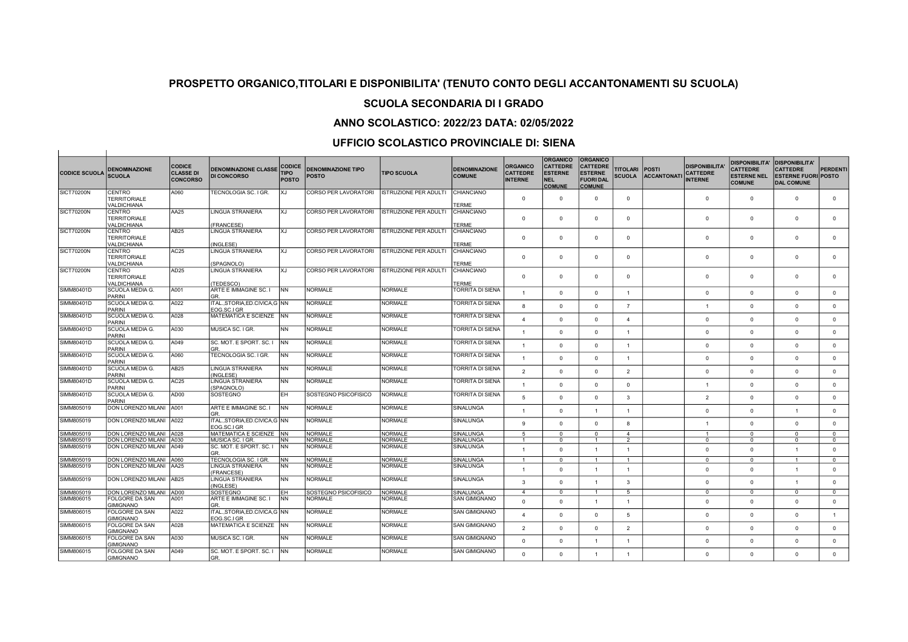# PROSPETTO ORGANICO,TITOLARI E DISPONIBILITA' (TENUTO CONTO DEGLI ACCANTONAMENTI SU SCUOLA)

## SCUOLA SECONDARIA DI I GRADO

## ANNO SCOLASTICO: 2022/23 DATA: 02/05/2022

## UFFICIO SCOLASTICO PROVINCIALE DI: SIENA

| CODICE SCUOLA | DENOMINAZIONE SCUOLA | CODICE CLASSE DI CONCORSO | DENOMINAZIONE CLASSE DI CONCORSO | CODICE TIPO POSTO | DENOMINAZIONE TIPO POSTO | TIPO SCUOLA | DENOMINAZIONE COMUNE | ORGANICO CATTEDRE INTERNE | ORGANICO CATTEDRE ESTERNE NEL COMUNE | ORGANICO CATTEDRE ESTERNE FUORI DAL COMUNE | TITOLARI SCUOLA | POSTI ACCANTONATI | DISPONIBILITA' CATTEDRE INTERNE | DISPONIBILITA' CATTEDRE ESTERNE NEL COMUNE | DISPONIBILITA' CATTEDRE ESTERNE FUORI DAL COMUNE | PERDENTI POSTO |
|---|---|---|---|---|---|---|---|---|---|---|---|---|---|---|---|---|
| SICT70200N | CENTRO TERRITORIALE VALDICHIANA | A060 | TECNOLOGIA SC. I GR. | XJ | CORSO PER LAVORATORI | ISTRUZIONE PER ADULTI | CHIANCIANO TERME | 0 | 0 | 0 | 0 | | 0 | 0 | 0 | 0 |
| SICT70200N | CENTRO TERRITORIALE VALDICHIANA | AA25 | LINGUA STRANIERA (FRANCESE) | XJ | CORSO PER LAVORATORI | ISTRUZIONE PER ADULTI | CHIANCIANO TERME | 0 | 0 | 0 | 0 | | 0 | 0 | 0 | 0 |
| SICT70200N | CENTRO TERRITORIALE VALDICHIANA | AB25 | LINGUA STRANIERA (INGLESE) | XJ | CORSO PER LAVORATORI | ISTRUZIONE PER ADULTI | CHIANCIANO TERME | 0 | 0 | 0 | 0 | | 0 | 0 | 0 | 0 |
| SICT70200N | CENTRO TERRITORIALE VALDICHIANA | AC25 | LINGUA STRANIERA (SPAGNOLO) | XJ | CORSO PER LAVORATORI | ISTRUZIONE PER ADULTI | CHIANCIANO TERME | 0 | 0 | 0 | 0 | | 0 | 0 | 0 | 0 |
| SICT70200N | CENTRO TERRITORIALE VALDICHIANA | AD25 | LINGUA STRANIERA (TEDESCO) | XJ | CORSO PER LAVORATORI | ISTRUZIONE PER ADULTI | CHIANCIANO TERME | 0 | 0 | 0 | 0 | | 0 | 0 | 0 | 0 |
| SIMM80401D | SCUOLA MEDIA G. PARINI | A001 | ARTE E IMMAGINE SC. I GR. | NN | NORMALE | NORMALE | TORRITA DI SIENA | 1 | 0 | 0 | 1 | | 0 | 0 | 0 | 0 |
| SIMM80401D | SCUOLA MEDIA G. PARINI | A022 | ITAL.,STORIA,ED.CIVICA,GEOG.SC.I GR | NN | NORMALE | NORMALE | TORRITA DI SIENA | 8 | 0 | 0 | 7 | | 1 | 0 | 0 | 0 |
| SIMM80401D | SCUOLA MEDIA G. PARINI | A028 | MATEMATICA E SCIENZE | NN | NORMALE | NORMALE | TORRITA DI SIENA | 4 | 0 | 0 | 4 | | 0 | 0 | 0 | 0 |
| SIMM80401D | SCUOLA MEDIA G. PARINI | A030 | MUSICA SC. I GR. | NN | NORMALE | NORMALE | TORRITA DI SIENA | 1 | 0 | 0 | 1 | | 0 | 0 | 0 | 0 |
| SIMM80401D | SCUOLA MEDIA G. PARINI | A049 | SC. MOT. E SPORT. SC. I GR. | NN | NORMALE | NORMALE | TORRITA DI SIENA | 1 | 0 | 0 | 1 | | 0 | 0 | 0 | 0 |
| SIMM80401D | SCUOLA MEDIA G. PARINI | A060 | TECNOLOGIA SC. I GR. | NN | NORMALE | NORMALE | TORRITA DI SIENA | 1 | 0 | 0 | 1 | | 0 | 0 | 0 | 0 |
| SIMM80401D | SCUOLA MEDIA G. PARINI | AB25 | LINGUA STRANIERA (INGLESE) | NN | NORMALE | NORMALE | TORRITA DI SIENA | 2 | 0 | 0 | 2 | | 0 | 0 | 0 | 0 |
| SIMM80401D | SCUOLA MEDIA G. PARINI | AC25 | LINGUA STRANIERA (SPAGNOLO) | NN | NORMALE | NORMALE | TORRITA DI SIENA | 1 | 0 | 0 | 0 | | 1 | 0 | 0 | 0 |
| SIMM80401D | SCUOLA MEDIA G. PARINI | AD00 | SOSTEGNO | EH | SOSTEGNO PSICOFISICO | NORMALE | TORRITA DI SIENA | 5 | 0 | 0 | 3 | | 2 | 0 | 0 | 0 |
| SIMM805019 | DON LORENZO MILANI | A001 | ARTE E IMMAGINE SC. I GR. | NN | NORMALE | NORMALE | SINALUNGA | 1 | 0 | 1 | 1 | | 0 | 0 | 1 | 0 |
| SIMM805019 | DON LORENZO MILANI | A022 | ITAL.,STORIA,ED.CIVICA,GEOG.SC.I GR | NN | NORMALE | NORMALE | SINALUNGA | 9 | 0 | 0 | 8 | | 1 | 0 | 0 | 0 |
| SIMM805019 | DON LORENZO MILANI | A028 | MATEMATICA E SCIENZE | NN | NORMALE | NORMALE | SINALUNGA | 5 | 0 | 0 | 4 | | 1 | 0 | 0 | 0 |
| SIMM805019 | DON LORENZO MILANI | A030 | MUSICA SC. I GR. | NN | NORMALE | NORMALE | SINALUNGA | 1 | 0 | 1 | 2 | | 0 | 0 | 0 | 0 |
| SIMM805019 | DON LORENZO MILANI | A049 | SC. MOT. E SPORT. SC. I GR. | NN | NORMALE | NORMALE | SINALUNGA | 1 | 0 | 1 | 1 | | 0 | 0 | 1 | 0 |
| SIMM805019 | DON LORENZO MILANI | A060 | TECNOLOGIA SC. I GR. | NN | NORMALE | NORMALE | SINALUNGA | 1 | 0 | 1 | 1 | | 0 | 0 | 1 | 0 |
| SIMM805019 | DON LORENZO MILANI | AA25 | LINGUA STRANIERA (FRANCESE) | NN | NORMALE | NORMALE | SINALUNGA | 1 | 0 | 1 | 1 | | 0 | 0 | 1 | 0 |
| SIMM805019 | DON LORENZO MILANI | AB25 | LINGUA STRANIERA (INGLESE) | NN | NORMALE | NORMALE | SINALUNGA | 3 | 0 | 1 | 3 | | 0 | 0 | 1 | 0 |
| SIMM805019 | DON LORENZO MILANI | AD00 | SOSTEGNO | EH | SOSTEGNO PSICOFISICO | NORMALE | SINALUNGA | 4 | 0 | 1 | 5 | | 0 | 0 | 0 | 0 |
| SIMM806015 | FOLGORE DA SAN GIMIGNANO | A001 | ARTE E IMMAGINE SC. I GR. | NN | NORMALE | NORMALE | SAN GIMIGNANO | 0 | 0 | 1 | 1 | | 0 | 0 | 0 | 0 |
| SIMM806015 | FOLGORE DA SAN GIMIGNANO | A022 | ITAL.,STORIA,ED.CIVICA,GEOG.SC.I GR | NN | NORMALE | NORMALE | SAN GIMIGNANO | 4 | 0 | 0 | 5 | | 0 | 0 | 0 | 1 |
| SIMM806015 | FOLGORE DA SAN GIMIGNANO | A028 | MATEMATICA E SCIENZE | NN | NORMALE | NORMALE | SAN GIMIGNANO | 2 | 0 | 0 | 2 | | 0 | 0 | 0 | 0 |
| SIMM806015 | FOLGORE DA SAN GIMIGNANO | A030 | MUSICA SC. I GR. | NN | NORMALE | NORMALE | SAN GIMIGNANO | 0 | 0 | 1 | 1 | | 0 | 0 | 0 | 0 |
| SIMM806015 | FOLGORE DA SAN GIMIGNANO | A049 | SC. MOT. E SPORT. SC. I GR. | NN | NORMALE | NORMALE | SAN GIMIGNANO | 0 | 0 | 1 | 1 | | 0 | 0 | 0 | 0 |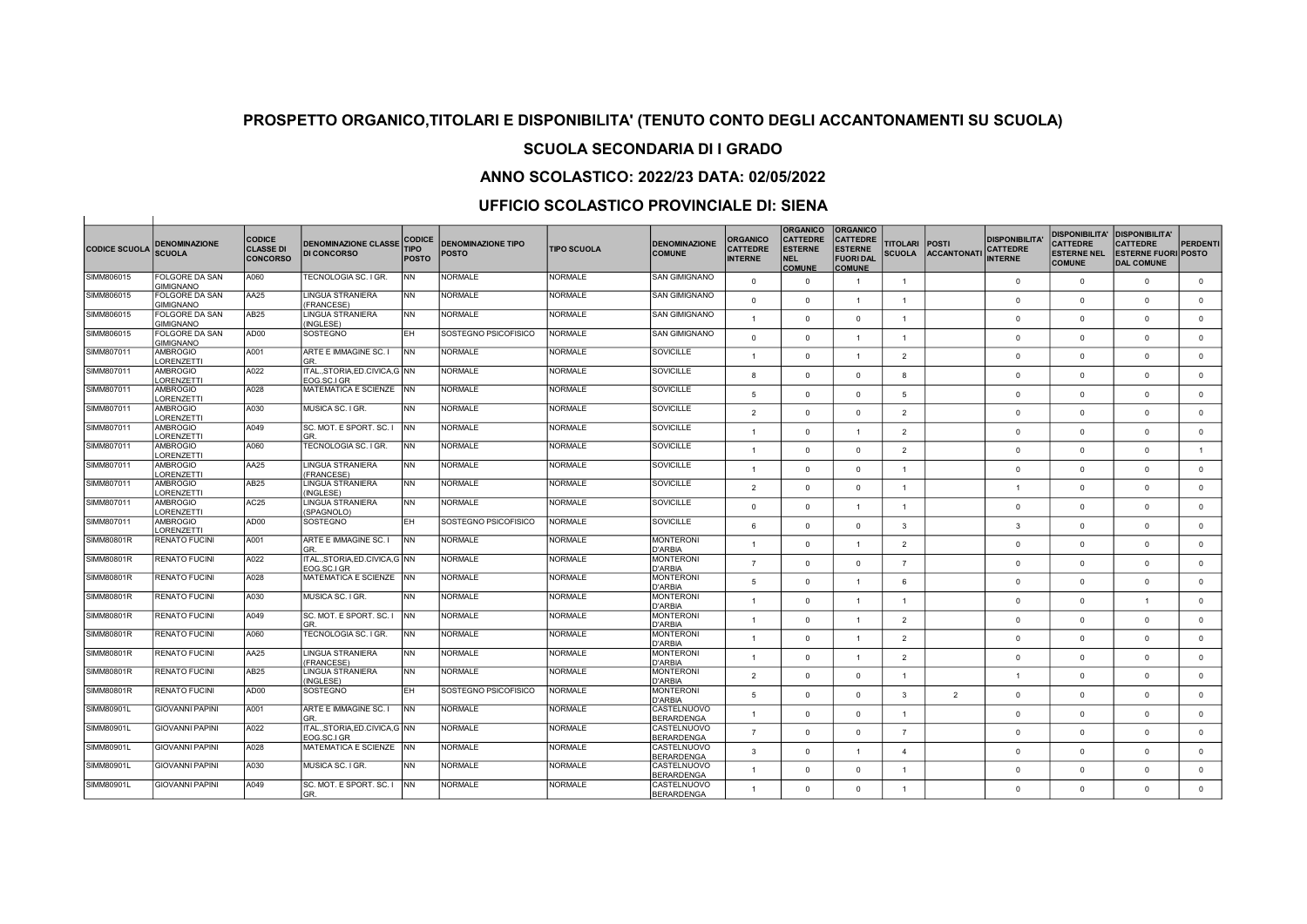## PROSPETTO ORGANICO,TITOLARI E DISPONIBILITA' (TENUTO CONTO DEGLI ACCANTONAMENTI SU SCUOLA)

## SCUOLA SECONDARIA DI I GRADO

## ANNO SCOLASTICO: 2022/23 DATA: 02/05/2022

## UFFICIO SCOLASTICO PROVINCIALE DI: SIENA

| CODICE SCUOLA | DENOMINAZIONE SCUOLA | CODICE CLASSE DI CONCORSO | DENOMINAZIONE CLASSE DI CONCORSO | CODICE TIPO POSTO | DENOMINAZIONE TIPO POSTO | TIPO SCUOLA | DENOMINAZIONE COMUNE | ORGANICO CATTEDRE INTERNE | ORGANICO CATTEDRE ESTERNE NEL COMUNE | ORGANICO CATTEDRE ESTERNE FUORI DAL COMUNE | TITOLARI SCUOLA | POSTI ACCANTONATI | DISPONIBILITA' CATTEDRE INTERNE | DISPONIBILITA' CATTEDRE ESTERNE NEL COMUNE | DISPONIBILITA' CATTEDRE ESTERNE FUORI DAL COMUNE | PERDENTI POSTO |
|---|---|---|---|---|---|---|---|---|---|---|---|---|---|---|---|---|
| SIMM806015 | FOLGORE DA SAN GIMIGNANO | A060 | TECNOLOGIA SC. I GR. | NN | NORMALE | NORMALE | SAN GIMIGNANO | 0 | 0 | 1 | 1 | | 0 | 0 | 0 | 0 |
| SIMM806015 | FOLGORE DA SAN GIMIGNANO | AA25 | LINGUA STRANIERA (FRANCESE) | NN | NORMALE | NORMALE | SAN GIMIGNANO | 0 | 0 | 1 | 1 | | 0 | 0 | 0 | 0 |
| SIMM806015 | FOLGORE DA SAN GIMIGNANO | AB25 | LINGUA STRANIERA (INGLESE) | NN | NORMALE | NORMALE | SAN GIMIGNANO | 1 | 0 | 0 | 1 | | 0 | 0 | 0 | 0 |
| SIMM806015 | FOLGORE DA SAN GIMIGNANO | AD00 | SOSTEGNO | EH | SOSTEGNO PSICOFISICO | NORMALE | SAN GIMIGNANO | 0 | 0 | 1 | 1 | | 0 | 0 | 0 | 0 |
| SIMM807011 | AMBROGIO LORENZETTI | A001 | ARTE E IMMAGINE SC. I GR. | NN | NORMALE | NORMALE | SOVICILLE | 1 | 0 | 1 | 2 | | 0 | 0 | 0 | 0 |
| SIMM807011 | AMBROGIO LORENZETTI | A022 | ITAL.,STORIA,ED.CIVICA,GEOG.SC.I GR | NN | NORMALE | NORMALE | SOVICILLE | 8 | 0 | 0 | 8 | | 0 | 0 | 0 | 0 |
| SIMM807011 | AMBROGIO LORENZETTI | A028 | MATEMATICA E SCIENZE | NN | NORMALE | NORMALE | SOVICILLE | 5 | 0 | 0 | 5 | | 0 | 0 | 0 | 0 |
| SIMM807011 | AMBROGIO LORENZETTI | A030 | MUSICA SC. I GR. | NN | NORMALE | NORMALE | SOVICILLE | 2 | 0 | 0 | 2 | | 0 | 0 | 0 | 0 |
| SIMM807011 | AMBROGIO LORENZETTI | A049 | SC. MOT. E SPORT. SC. I GR. | NN | NORMALE | NORMALE | SOVICILLE | 1 | 0 | 1 | 2 | | 0 | 0 | 0 | 0 |
| SIMM807011 | AMBROGIO LORENZETTI | A060 | TECNOLOGIA SC. I GR. | NN | NORMALE | NORMALE | SOVICILLE | 1 | 0 | 0 | 2 | | 0 | 0 | 0 | 1 |
| SIMM807011 | AMBROGIO LORENZETTI | AA25 | LINGUA STRANIERA (FRANCESE) | NN | NORMALE | NORMALE | SOVICILLE | 1 | 0 | 0 | 1 | | 0 | 0 | 0 | 0 |
| SIMM807011 | AMBROGIO LORENZETTI | AB25 | LINGUA STRANIERA (INGLESE) | NN | NORMALE | NORMALE | SOVICILLE | 2 | 0 | 0 | 1 | | 1 | 0 | 0 | 0 |
| SIMM807011 | AMBROGIO LORENZETTI | AC25 | LINGUA STRANIERA (SPAGNOLO) | NN | NORMALE | NORMALE | SOVICILLE | 0 | 0 | 1 | 1 | | 0 | 0 | 0 | 0 |
| SIMM807011 | AMBROGIO LORENZETTI | AD00 | SOSTEGNO | EH | SOSTEGNO PSICOFISICO | NORMALE | SOVICILLE | 6 | 0 | 0 | 3 | | 3 | 0 | 0 | 0 |
| SIMM80801R | RENATO FUCINI | A001 | ARTE E IMMAGINE SC. I GR. | NN | NORMALE | NORMALE | MONTERONI D'ARBIA | 1 | 0 | 1 | 2 | | 0 | 0 | 0 | 0 |
| SIMM80801R | RENATO FUCINI | A022 | ITAL.,STORIA,ED.CIVICA,GEOG.SC.I GR | NN | NORMALE | NORMALE | MONTERONI D'ARBIA | 7 | 0 | 0 | 7 | | 0 | 0 | 0 | 0 |
| SIMM80801R | RENATO FUCINI | A028 | MATEMATICA E SCIENZE | NN | NORMALE | NORMALE | MONTERONI D'ARBIA | 5 | 0 | 1 | 6 | | 0 | 0 | 0 | 0 |
| SIMM80801R | RENATO FUCINI | A030 | MUSICA SC. I GR. | NN | NORMALE | NORMALE | MONTERONI D'ARBIA | 1 | 0 | 1 | 1 | | 0 | 0 | 1 | 0 |
| SIMM80801R | RENATO FUCINI | A049 | SC. MOT. E SPORT. SC. I GR. | NN | NORMALE | NORMALE | MONTERONI D'ARBIA | 1 | 0 | 1 | 2 | | 0 | 0 | 0 | 0 |
| SIMM80801R | RENATO FUCINI | A060 | TECNOLOGIA SC. I GR. | NN | NORMALE | NORMALE | MONTERONI D'ARBIA | 1 | 0 | 1 | 2 | | 0 | 0 | 0 | 0 |
| SIMM80801R | RENATO FUCINI | AA25 | LINGUA STRANIERA (FRANCESE) | NN | NORMALE | NORMALE | MONTERONI D'ARBIA | 1 | 0 | 1 | 2 | | 0 | 0 | 0 | 0 |
| SIMM80801R | RENATO FUCINI | AB25 | LINGUA STRANIERA (INGLESE) | NN | NORMALE | NORMALE | MONTERONI D'ARBIA | 2 | 0 | 0 | 1 | | 1 | 0 | 0 | 0 |
| SIMM80801R | RENATO FUCINI | AD00 | SOSTEGNO | EH | SOSTEGNO PSICOFISICO | NORMALE | MONTERONI D'ARBIA | 5 | 0 | 0 | 3 | 2 | 0 | 0 | 0 | 0 |
| SIMM80901L | GIOVANNI PAPINI | A001 | ARTE E IMMAGINE SC. I GR. | NN | NORMALE | NORMALE | CASTELNUOVO BERARDENGA | 1 | 0 | 0 | 1 | | 0 | 0 | 0 | 0 |
| SIMM80901L | GIOVANNI PAPINI | A022 | ITAL.,STORIA,ED.CIVICA,GEOG.SC.I GR | NN | NORMALE | NORMALE | CASTELNUOVO BERARDENGA | 7 | 0 | 0 | 7 | | 0 | 0 | 0 | 0 |
| SIMM80901L | GIOVANNI PAPINI | A028 | MATEMATICA E SCIENZE | NN | NORMALE | NORMALE | CASTELNUOVO BERARDENGA | 3 | 0 | 1 | 4 | | 0 | 0 | 0 | 0 |
| SIMM80901L | GIOVANNI PAPINI | A030 | MUSICA SC. I GR. | NN | NORMALE | NORMALE | CASTELNUOVO BERARDENGA | 1 | 0 | 0 | 1 | | 0 | 0 | 0 | 0 |
| SIMM80901L | GIOVANNI PAPINI | A049 | SC. MOT. E SPORT. SC. I GR. | NN | NORMALE | NORMALE | CASTELNUOVO BERARDENGA | 1 | 0 | 0 | 1 | | 0 | 0 | 0 | 0 |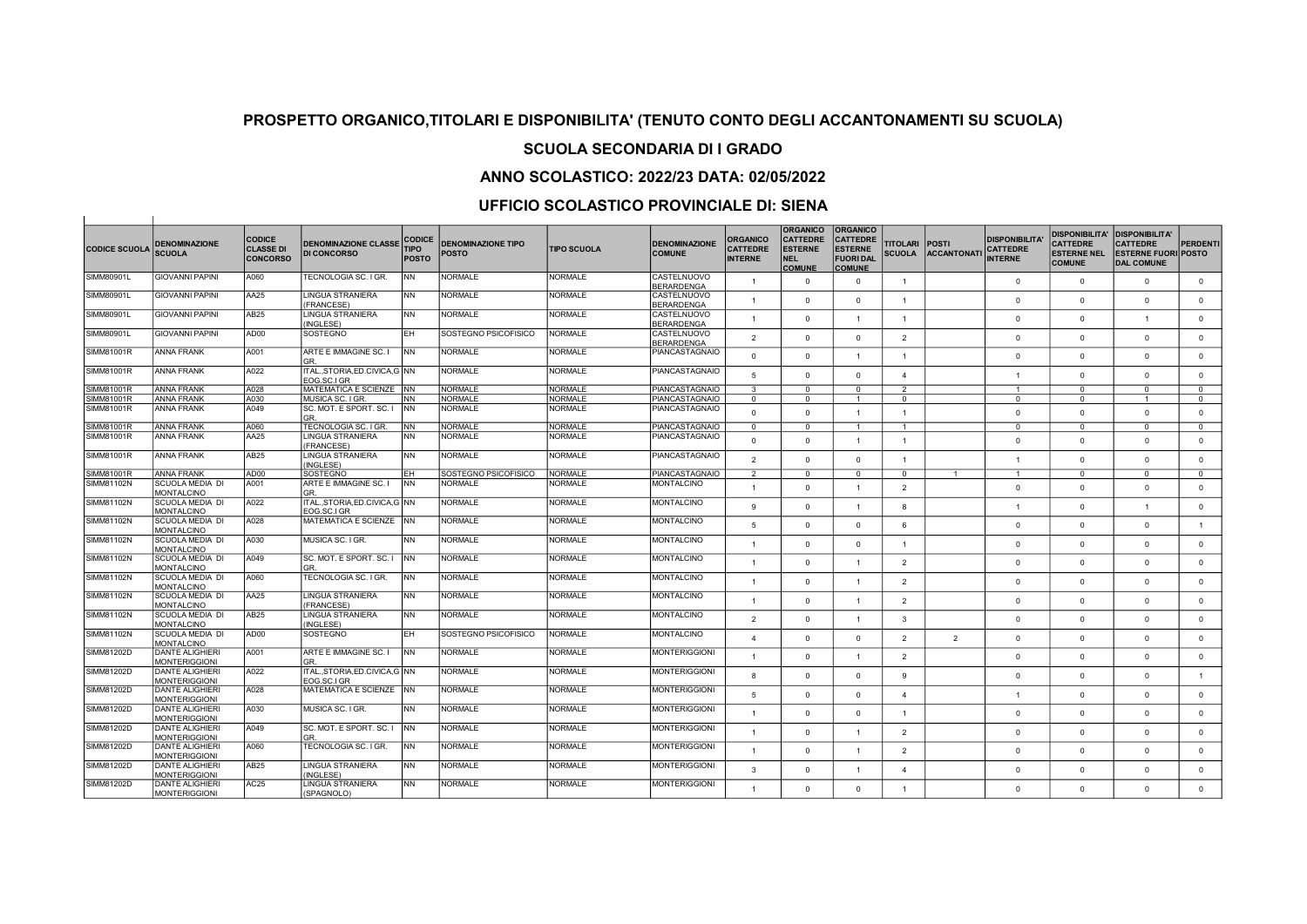# PROSPETTO ORGANICO,TITOLARI E DISPONIBILITA' (TENUTO CONTO DEGLI ACCANTONAMENTI SU SCUOLA)

## SCUOLA SECONDARIA DI I GRADO

## ANNO SCOLASTICO: 2022/23 DATA: 02/05/2022

## UFFICIO SCOLASTICO PROVINCIALE DI: SIENA

| CODICE SCUOLA | DENOMINAZIONE SCUOLA | CODICE CLASSE DI CONCORSO | DENOMINAZIONE CLASSE DI CONCORSO | CODICE TIPO POSTO | DENOMINAZIONE TIPO POSTO | TIPO SCUOLA | DENOMINAZIONE COMUNE | ORGANICO CATTEDRE INTERNE | ORGANICO CATTEDRE ESTERNE NEL COMUNE | ORGANICO CATTEDRE ESTERNE FUORI DAL COMUNE | TITOLARI SCUOLA | POSTI ACCANTONATI | DISPONIBILITA' CATTEDRE INTERNE | DISPONIBILITA' CATTEDRE ESTERNE NEL COMUNE | DISPONIBILITA' CATTEDRE ESTERNE FUORI DAL COMUNE | PERDENTI POSTO |
|---|---|---|---|---|---|---|---|---|---|---|---|---|---|---|---|---|
| SIMM80901L | GIOVANNI PAPINI | A060 | TECNOLOGIA SC. I GR. | NN | NORMALE | NORMALE | CASTELNUOVO BERARDENGA | 1 | 0 | 0 | 1 | | 0 | 0 | 0 | 0 |
| SIMM80901L | GIOVANNI PAPINI | AA25 | LINGUA STRANIERA (FRANCESE) | NN | NORMALE | NORMALE | CASTELNUOVO BERARDENGA | 1 | 0 | 0 | 1 | | 0 | 0 | 0 | 0 |
| SIMM80901L | GIOVANNI PAPINI | AB25 | LINGUA STRANIERA (INGLESE) | NN | NORMALE | NORMALE | CASTELNUOVO BERARDENGA | 1 | 0 | 1 | 1 | | 0 | 0 | 1 | 0 |
| SIMM80901L | GIOVANNI PAPINI | AD00 | SOSTEGNO | EH | SOSTEGNO PSICOFISICO | NORMALE | CASTELNUOVO BERARDENGA | 2 | 0 | 0 | 2 | | 0 | 0 | 0 | 0 |
| SIMM81001R | ANNA FRANK | A001 | ARTE E IMMAGINE SC. I GR. | NN | NORMALE | NORMALE | PIANCASTAGNAIO | 0 | 0 | 1 | 1 | | 0 | 0 | 0 | 0 |
| SIMM81001R | ANNA FRANK | A022 | ITAL.,STORIA,ED.CIVICA,GEOG.SC.I GR | NN | NORMALE | NORMALE | PIANCASTAGNAIO | 5 | 0 | 0 | 4 | | 1 | 0 | 0 | 0 |
| SIMM81001R | ANNA FRANK | A028 | MATEMATICA E SCIENZE | NN | NORMALE | NORMALE | PIANCASTAGNAIO | 3 | 0 | 0 | 2 | | 1 | 0 | 0 | 0 |
| SIMM81001R | ANNA FRANK | A030 | MUSICA SC. I GR. | NN | NORMALE | NORMALE | PIANCASTAGNAIO | 0 | 0 | 1 | 0 | | 0 | 0 | 1 | 0 |
| SIMM81001R | ANNA FRANK | A049 | SC. MOT. E SPORT. SC. I GR. | NN | NORMALE | NORMALE | PIANCASTAGNAIO | 0 | 0 | 1 | 1 | | 0 | 0 | 0 | 0 |
| SIMM81001R | ANNA FRANK | A060 | TECNOLOGIA SC. I GR. | NN | NORMALE | NORMALE | PIANCASTAGNAIO | 0 | 0 | 1 | 1 | | 0 | 0 | 0 | 0 |
| SIMM81001R | ANNA FRANK | AA25 | LINGUA STRANIERA (FRANCESE) | NN | NORMALE | NORMALE | PIANCASTAGNAIO | 0 | 0 | 1 | 1 | | 0 | 0 | 0 | 0 |
| SIMM81001R | ANNA FRANK | AB25 | LINGUA STRANIERA (INGLESE) | NN | NORMALE | NORMALE | PIANCASTAGNAIO | 2 | 0 | 0 | 1 | | 1 | 0 | 0 | 0 |
| SIMM81001R | ANNA FRANK | AD00 | SOSTEGNO | EH | SOSTEGNO PSICOFISICO | NORMALE | PIANCASTAGNAIO | 2 | 0 | 0 | 0 | 1 | 1 | 0 | 0 | 0 |
| SIMM81102N | SCUOLA MEDIA DI MONTALCINO | A001 | ARTE E IMMAGINE SC. I GR. | NN | NORMALE | NORMALE | MONTALCINO | 1 | 0 | 1 | 2 | | 0 | 0 | 0 | 0 |
| SIMM81102N | SCUOLA MEDIA DI MONTALCINO | A022 | ITAL.,STORIA,ED.CIVICA,GEOG.SC.I GR | NN | NORMALE | NORMALE | MONTALCINO | 9 | 0 | 1 | 8 | | 1 | 0 | 1 | 0 |
| SIMM81102N | SCUOLA MEDIA DI MONTALCINO | A028 | MATEMATICA E SCIENZE | NN | NORMALE | NORMALE | MONTALCINO | 5 | 0 | 0 | 6 | | 0 | 0 | 0 | 1 |
| SIMM81102N | SCUOLA MEDIA DI MONTALCINO | A030 | MUSICA SC. I GR. | NN | NORMALE | NORMALE | MONTALCINO | 1 | 0 | 0 | 1 | | 0 | 0 | 0 | 0 |
| SIMM81102N | SCUOLA MEDIA DI MONTALCINO | A049 | SC. MOT. E SPORT. SC. I GR. | NN | NORMALE | NORMALE | MONTALCINO | 1 | 0 | 1 | 2 | | 0 | 0 | 0 | 0 |
| SIMM81102N | SCUOLA MEDIA DI MONTALCINO | A060 | TECNOLOGIA SC. I GR. | NN | NORMALE | NORMALE | MONTALCINO | 1 | 0 | 1 | 2 | | 0 | 0 | 0 | 0 |
| SIMM81102N | SCUOLA MEDIA DI MONTALCINO | AA25 | LINGUA STRANIERA (FRANCESE) | NN | NORMALE | NORMALE | MONTALCINO | 1 | 0 | 1 | 2 | | 0 | 0 | 0 | 0 |
| SIMM81102N | SCUOLA MEDIA DI MONTALCINO | AB25 | LINGUA STRANIERA (INGLESE) | NN | NORMALE | NORMALE | MONTALCINO | 2 | 0 | 1 | 3 | | 0 | 0 | 0 | 0 |
| SIMM81102N | SCUOLA MEDIA DI MONTALCINO | AD00 | SOSTEGNO | EH | SOSTEGNO PSICOFISICO | NORMALE | MONTALCINO | 4 | 0 | 0 | 2 | 2 | 0 | 0 | 0 | 0 |
| SIMM81202D | DANTE ALIGHIERI MONTERIGGIONI | A001 | ARTE E IMMAGINE SC. I GR. | NN | NORMALE | NORMALE | MONTERIGGIONI | 1 | 0 | 1 | 2 | | 0 | 0 | 0 | 0 |
| SIMM81202D | DANTE ALIGHIERI MONTERIGGIONI | A022 | ITAL.,STORIA,ED.CIVICA,GEOG.SC.I GR | NN | NORMALE | NORMALE | MONTERIGGIONI | 8 | 0 | 0 | 9 | | 0 | 0 | 0 | 1 |
| SIMM81202D | DANTE ALIGHIERI MONTERIGGIONI | A028 | MATEMATICA E SCIENZE | NN | NORMALE | NORMALE | MONTERIGGIONI | 5 | 0 | 0 | 4 | | 1 | 0 | 0 | 0 |
| SIMM81202D | DANTE ALIGHIERI MONTERIGGIONI | A030 | MUSICA SC. I GR. | NN | NORMALE | NORMALE | MONTERIGGIONI | 1 | 0 | 0 | 1 | | 0 | 0 | 0 | 0 |
| SIMM81202D | DANTE ALIGHIERI MONTERIGGIONI | A049 | SC. MOT. E SPORT. SC. I GR. | NN | NORMALE | NORMALE | MONTERIGGIONI | 1 | 0 | 1 | 2 | | 0 | 0 | 0 | 0 |
| SIMM81202D | DANTE ALIGHIERI MONTERIGGIONI | A060 | TECNOLOGIA SC. I GR. | NN | NORMALE | NORMALE | MONTERIGGIONI | 1 | 0 | 1 | 2 | | 0 | 0 | 0 | 0 |
| SIMM81202D | DANTE ALIGHIERI MONTERIGGIONI | AB25 | LINGUA STRANIERA (INGLESE) | NN | NORMALE | NORMALE | MONTERIGGIONI | 3 | 0 | 1 | 4 | | 0 | 0 | 0 | 0 |
| SIMM81202D | DANTE ALIGHIERI MONTERIGGIONI | AC25 | LINGUA STRANIERA (SPAGNOLO) | NN | NORMALE | NORMALE | MONTERIGGIONI | 1 | 0 | 0 | 1 | | 0 | 0 | 0 | 0 |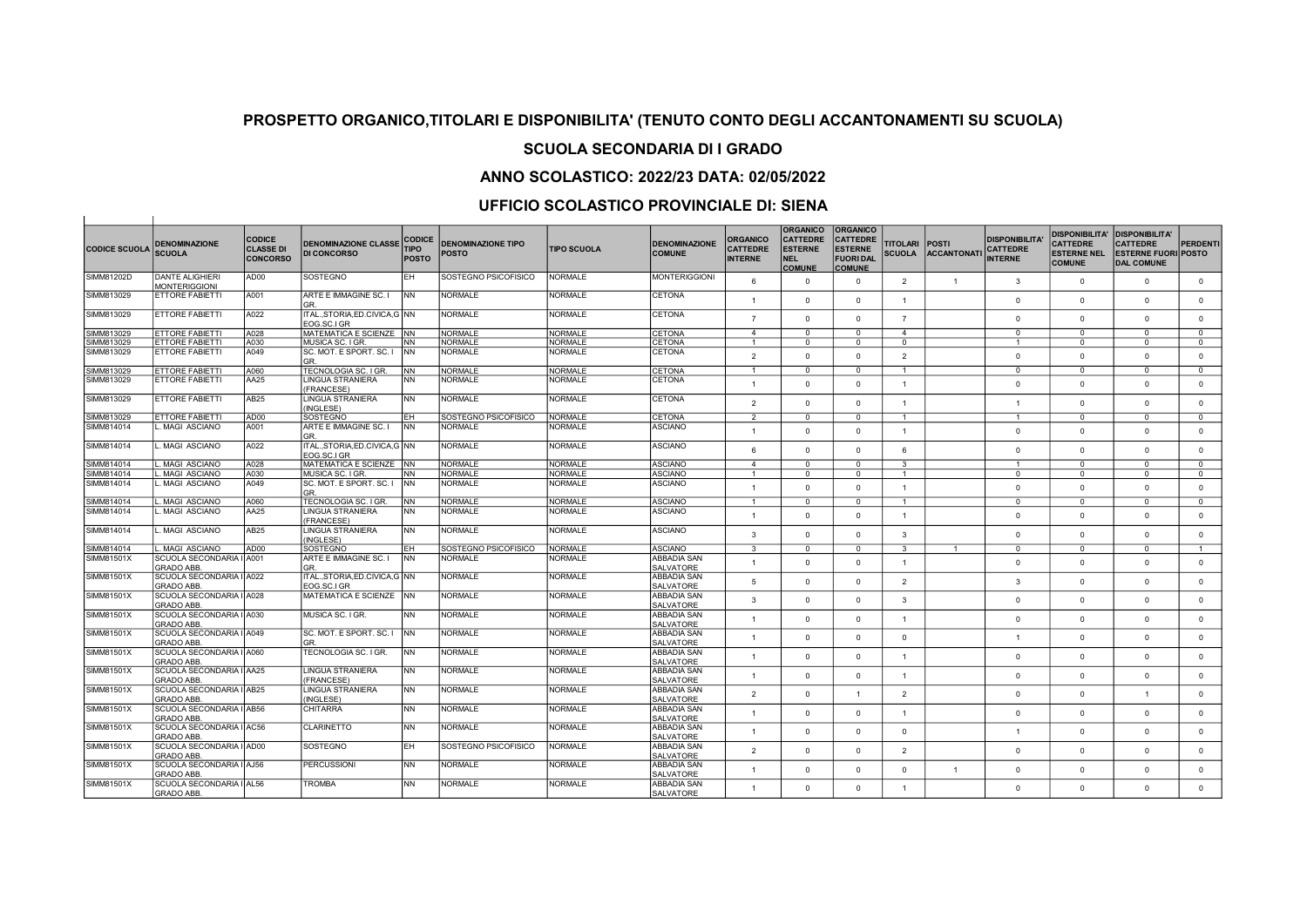## PROSPETTO ORGANICO,TITOLARI E DISPONIBILITA' (TENUTO CONTO DEGLI ACCANTONAMENTI SU SCUOLA)

## SCUOLA SECONDARIA DI I GRADO

## ANNO SCOLASTICO: 2022/23 DATA: 02/05/2022

## UFFICIO SCOLASTICO PROVINCIALE DI: SIENA

| CODICE SCUOLA | DENOMINAZIONE SCUOLA | CODICE CLASSE DI CONCORSO | DENOMINAZIONE CLASSE DI CONCORSO | CODICE TIPO POSTO | DENOMINAZIONE TIPO POSTO | TIPO SCUOLA | DENOMINAZIONE COMUNE | ORGANICO CATTEDRE INTERNE | ORGANICO CATTEDRE ESTERNE NEL COMUNE | ORGANICO CATTEDRE ESTERNE FUORI DAL COMUNE | TITOLARI SCUOLA | POSTI ACCANTONATI | DISPONIBILITA' CATTEDRE INTERNE | DISPONIBILITA' CATTEDRE ESTERNE NEL COMUNE | DISPONIBILITA' CATTEDRE ESTERNE FUORI DAL COMUNE | PERDENTI POSTO |
|---|---|---|---|---|---|---|---|---|---|---|---|---|---|---|---|---|
| SIMM81202D | DANTE ALIGHIERI MONTERIGGIONI | AD00 | SOSTEGNO | EH | SOSTEGNO PSICOFISICO | NORMALE | MONTERIGGIONI | 6 | 0 | 0 | 2 | 1 | 3 | 0 | 0 | 0 |
| SIMM813029 | ETTORE FABIETTI | A001 | ARTE E IMMAGINE SC. I GR. | NN | NORMALE | NORMALE | CETONA | 1 | 0 | 0 | 1 | | 0 | 0 | 0 | 0 |
| SIMM813029 | ETTORE FABIETTI | A022 | ITAL.,STORIA,ED.CIVICA,GEOG.SC.I GR | NN | NORMALE | NORMALE | CETONA | 7 | 0 | 0 | 7 | | 0 | 0 | 0 | 0 |
| SIMM813029 | ETTORE FABIETTI | A028 | MATEMATICA E SCIENZE | NN | NORMALE | NORMALE | CETONA | 4 | 0 | 0 | 4 | | 0 | 0 | 0 | 0 |
| SIMM813029 | ETTORE FABIETTI | A030 | MUSICA SC. I GR. | NN | NORMALE | NORMALE | CETONA | 1 | 0 | 0 | 0 | | 1 | 0 | 0 | 0 |
| SIMM813029 | ETTORE FABIETTI | A049 | SC. MOT. E SPORT. SC. I GR. | NN | NORMALE | NORMALE | CETONA | 2 | 0 | 0 | 2 | | 0 | 0 | 0 | 0 |
| SIMM813029 | ETTORE FABIETTI | A060 | TECNOLOGIA SC. I GR. | NN | NORMALE | NORMALE | CETONA | 1 | 0 | 0 | 1 | | 0 | 0 | 0 | 0 |
| SIMM813029 | ETTORE FABIETTI | AA25 | LINGUA STRANIERA (FRANCESE) | NN | NORMALE | NORMALE | CETONA | 1 | 0 | 0 | 1 | | 0 | 0 | 0 | 0 |
| SIMM813029 | ETTORE FABIETTI | AB25 | LINGUA STRANIERA (INGLESE) | NN | NORMALE | NORMALE | CETONA | 2 | 0 | 0 | 1 | | 1 | 0 | 0 | 0 |
| SIMM813029 | ETTORE FABIETTI | AD00 | SOSTEGNO | EH | SOSTEGNO PSICOFISICO | NORMALE | CETONA | 2 | 0 | 0 | 1 | | 1 | 0 | 0 | 0 |
| SIMM814014 | L. MAGI ASCIANO | A001 | ARTE E IMMAGINE SC. I GR. | NN | NORMALE | NORMALE | ASCIANO | 1 | 0 | 0 | 1 | | 0 | 0 | 0 | 0 |
| SIMM814014 | L. MAGI ASCIANO | A022 | ITAL.,STORIA,ED.CIVICA,GEOG.SC.I GR | NN | NORMALE | NORMALE | ASCIANO | 6 | 0 | 0 | 6 | | 0 | 0 | 0 | 0 |
| SIMM814014 | L. MAGI ASCIANO | A028 | MATEMATICA E SCIENZE | NN | NORMALE | NORMALE | ASCIANO | 4 | 0 | 0 | 3 | | 1 | 0 | 0 | 0 |
| SIMM814014 | L. MAGI ASCIANO | A030 | MUSICA SC. I GR. | NN | NORMALE | NORMALE | ASCIANO | 1 | 0 | 0 | 1 | | 0 | 0 | 0 | 0 |
| SIMM814014 | L. MAGI ASCIANO | A049 | SC. MOT. E SPORT. SC. I GR. | NN | NORMALE | NORMALE | ASCIANO | 1 | 0 | 0 | 1 | | 0 | 0 | 0 | 0 |
| SIMM814014 | L. MAGI ASCIANO | A060 | TECNOLOGIA SC. I GR. | NN | NORMALE | NORMALE | ASCIANO | 1 | 0 | 0 | 1 | | 0 | 0 | 0 | 0 |
| SIMM814014 | L. MAGI ASCIANO | AA25 | LINGUA STRANIERA (FRANCESE) | NN | NORMALE | NORMALE | ASCIANO | 1 | 0 | 0 | 1 | | 0 | 0 | 0 | 0 |
| SIMM814014 | L. MAGI ASCIANO | AB25 | LINGUA STRANIERA (INGLESE) | NN | NORMALE | NORMALE | ASCIANO | 3 | 0 | 0 | 3 | | 0 | 0 | 0 | 0 |
| SIMM814014 | L. MAGI ASCIANO | AD00 | SOSTEGNO | EH | SOSTEGNO PSICOFISICO | NORMALE | ASCIANO | 3 | 0 | 0 | 3 | 1 | 0 | 0 | 0 | 1 |
| SIMM81501X | SCUOLA SECONDARIA I GRADO ABB. | A001 | ARTE E IMMAGINE SC. I GR. | NN | NORMALE | NORMALE | ABBADIA SAN SALVATORE | 1 | 0 | 0 | 1 | | 0 | 0 | 0 | 0 |
| SIMM81501X | SCUOLA SECONDARIA I GRADO ABB. | A022 | ITAL.,STORIA,ED.CIVICA,GEOG.SC.I GR | NN | NORMALE | NORMALE | ABBADIA SAN SALVATORE | 5 | 0 | 0 | 2 | | 3 | 0 | 0 | 0 |
| SIMM81501X | SCUOLA SECONDARIA I GRADO ABB. | A028 | MATEMATICA E SCIENZE | NN | NORMALE | NORMALE | ABBADIA SAN SALVATORE | 3 | 0 | 0 | 3 | | 0 | 0 | 0 | 0 |
| SIMM81501X | SCUOLA SECONDARIA I GRADO ABB. | A030 | MUSICA SC. I GR. | NN | NORMALE | NORMALE | ABBADIA SAN SALVATORE | 1 | 0 | 0 | 1 | | 0 | 0 | 0 | 0 |
| SIMM81501X | SCUOLA SECONDARIA I GRADO ABB. | A049 | SC. MOT. E SPORT. SC. I GR. | NN | NORMALE | NORMALE | ABBADIA SAN SALVATORE | 1 | 0 | 0 | 0 | | 1 | 0 | 0 | 0 |
| SIMM81501X | SCUOLA SECONDARIA I GRADO ABB. | A060 | TECNOLOGIA SC. I GR. | NN | NORMALE | NORMALE | ABBADIA SAN SALVATORE | 1 | 0 | 0 | 1 | | 0 | 0 | 0 | 0 |
| SIMM81501X | SCUOLA SECONDARIA I GRADO ABB. | AA25 | LINGUA STRANIERA (FRANCESE) | NN | NORMALE | NORMALE | ABBADIA SAN SALVATORE | 1 | 0 | 0 | 1 | | 0 | 0 | 0 | 0 |
| SIMM81501X | SCUOLA SECONDARIA I GRADO ABB. | AB25 | LINGUA STRANIERA (INGLESE) | NN | NORMALE | NORMALE | ABBADIA SAN SALVATORE | 2 | 0 | 1 | 2 | | 0 | 0 | 1 | 0 |
| SIMM81501X | SCUOLA SECONDARIA I GRADO ABB. | AB56 | CHITARRA | NN | NORMALE | NORMALE | ABBADIA SAN SALVATORE | 1 | 0 | 0 | 1 | | 0 | 0 | 0 | 0 |
| SIMM81501X | SCUOLA SECONDARIA I GRADO ABB. | AC56 | CLARINETTO | NN | NORMALE | NORMALE | ABBADIA SAN SALVATORE | 1 | 0 | 0 | 0 | | 1 | 0 | 0 | 0 |
| SIMM81501X | SCUOLA SECONDARIA I GRADO ABB. | AD00 | SOSTEGNO | EH | SOSTEGNO PSICOFISICO | NORMALE | ABBADIA SAN SALVATORE | 2 | 0 | 0 | 2 | | 0 | 0 | 0 | 0 |
| SIMM81501X | SCUOLA SECONDARIA I GRADO ABB. | AJ56 | PERCUSSIONI | NN | NORMALE | NORMALE | ABBADIA SAN SALVATORE | 1 | 0 | 0 | 0 | 1 | 0 | 0 | 0 | 0 |
| SIMM81501X | SCUOLA SECONDARIA I GRADO ABB. | AL56 | TROMBA | NN | NORMALE | NORMALE | ABBADIA SAN SALVATORE | 1 | 0 | 0 | 1 | | 0 | 0 | 0 | 0 |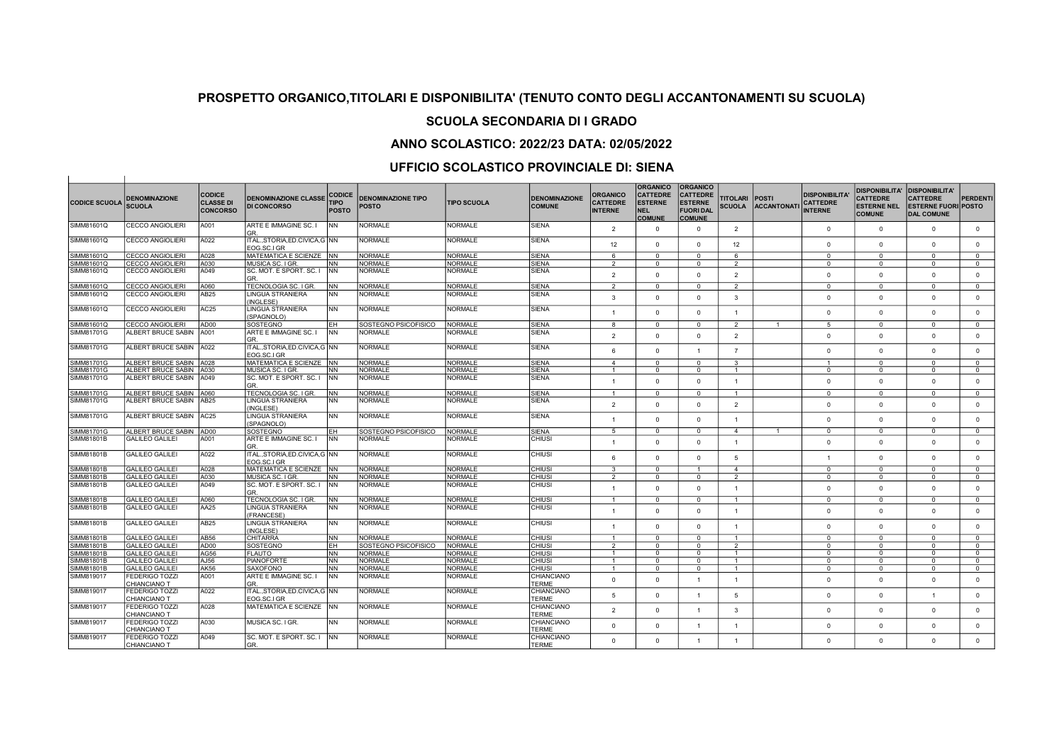# PROSPETTO ORGANICO,TITOLARI E DISPONIBILITA' (TENUTO CONTO DEGLI ACCANTONAMENTI SU SCUOLA)

## SCUOLA SECONDARIA DI I GRADO

## ANNO SCOLASTICO: 2022/23 DATA: 02/05/2022

## UFFICIO SCOLASTICO PROVINCIALE DI: SIENA

| CODICE SCUOLA | DENOMINAZIONE SCUOLA | CODICE CLASSE DI CONCORSO | DENOMINAZIONE CLASSE DI CONCORSO | CODICE TIPO POSTO | DENOMINAZIONE TIPO POSTO | TIPO SCUOLA | DENOMINAZIONE COMUNE | ORGANICO CATTEDRE INTERNE | ORGANICO CATTEDRE ESTERNE NEL COMUNE | ORGANICO CATTEDRE ESTERNE FUORI DAL COMUNE | TITOLARI SCUOLA | POSTI ACCANTONATI | DISPONIBILITA' CATTEDRE INTERNE | DISPONIBILITA' CATTEDRE ESTERNE NEL COMUNE | DISPONIBILITA' CATTEDRE ESTERNE FUORI DAL COMUNE | PERDENTI POSTO |
|---|---|---|---|---|---|---|---|---|---|---|---|---|---|---|---|---|
| SIMM81601Q | CECCO ANGIOLIERI | A001 | ARTE E IMMAGINE SC. I GR. | NN | NORMALE | NORMALE | SIENA | 2 | 0 | 0 | 2 | | 0 | 0 | 0 | 0 |
| SIMM81601Q | CECCO ANGIOLIERI | A022 | ITAL.,STORIA,ED.CIVICA,GEOG.SC.I GR | NN | NORMALE | NORMALE | SIENA | 12 | 0 | 0 | 12 | | 0 | 0 | 0 | 0 |
| SIMM81601Q | CECCO ANGIOLIERI | A028 | MATEMATICA E SCIENZE | NN | NORMALE | NORMALE | SIENA | 6 | 0 | 0 | 6 | | 0 | 0 | 0 | 0 |
| SIMM81601Q | CECCO ANGIOLIERI | A030 | MUSICA SC. I GR. | NN | NORMALE | NORMALE | SIENA | 2 | 0 | 0 | 2 | | 0 | 0 | 0 | 0 |
| SIMM81601Q | CECCO ANGIOLIERI | A049 | SC. MOT. E SPORT. SC. I GR. | NN | NORMALE | NORMALE | SIENA | 2 | 0 | 0 | 2 | | 0 | 0 | 0 | 0 |
| SIMM81601Q | CECCO ANGIOLIERI | A060 | TECNOLOGIA SC. I GR. | NN | NORMALE | NORMALE | SIENA | 2 | 0 | 0 | 2 | | 0 | 0 | 0 | 0 |
| SIMM81601Q | CECCO ANGIOLIERI | AB25 | LINGUA STRANIERA (INGLESE) | NN | NORMALE | NORMALE | SIENA | 3 | 0 | 0 | 3 | | 0 | 0 | 0 | 0 |
| SIMM81601Q | CECCO ANGIOLIERI | AC25 | LINGUA STRANIERA (SPAGNOLO) | NN | NORMALE | NORMALE | SIENA | 1 | 0 | 0 | 1 | | 0 | 0 | 0 | 0 |
| SIMM81601Q | CECCO ANGIOLIERI | AD00 | SOSTEGNO | EH | SOSTEGNO PSICOFISICO | NORMALE | SIENA | 8 | 0 | 0 | 2 | 1 | 5 | 0 | 0 | 0 |
| SIMM81701G | ALBERT BRUCE SABIN | A001 | ARTE E IMMAGINE SC. I GR. | NN | NORMALE | NORMALE | SIENA | 2 | 0 | 0 | 2 | | 0 | 0 | 0 | 0 |
| SIMM81701G | ALBERT BRUCE SABIN | A022 | ITAL.,STORIA,ED.CIVICA,GEOG.SC.I GR | NN | NORMALE | NORMALE | SIENA | 6 | 0 | 1 | 7 | | 0 | 0 | 0 | 0 |
| SIMM81701G | ALBERT BRUCE SABIN | A028 | MATEMATICA E SCIENZE | NN | NORMALE | NORMALE | SIENA | 4 | 0 | 0 | 3 | | 1 | 0 | 0 | 0 |
| SIMM81701G | ALBERT BRUCE SABIN | A030 | MUSICA SC. I GR. | NN | NORMALE | NORMALE | SIENA | 1 | 0 | 0 | 1 | | 0 | 0 | 0 | 0 |
| SIMM81701G | ALBERT BRUCE SABIN | A049 | SC. MOT. E SPORT. SC. I GR. | NN | NORMALE | NORMALE | SIENA | 1 | 0 | 0 | 1 | | 0 | 0 | 0 | 0 |
| SIMM81701G | ALBERT BRUCE SABIN | A060 | TECNOLOGIA SC. I GR. | NN | NORMALE | NORMALE | SIENA | 1 | 0 | 0 | 1 | | 0 | 0 | 0 | 0 |
| SIMM81701G | ALBERT BRUCE SABIN | AB25 | LINGUA STRANIERA (INGLESE) | NN | NORMALE | NORMALE | SIENA | 2 | 0 | 0 | 2 | | 0 | 0 | 0 | 0 |
| SIMM81701G | ALBERT BRUCE SABIN | AC25 | LINGUA STRANIERA (SPAGNOLO) | NN | NORMALE | NORMALE | SIENA | 1 | 0 | 0 | 1 | | 0 | 0 | 0 | 0 |
| SIMM81701G | ALBERT BRUCE SABIN | AD00 | SOSTEGNO | EH | SOSTEGNO PSICOFISICO | NORMALE | SIENA | 5 | 0 | 0 | 4 | 1 | 0 | 0 | 0 | 0 |
| SIMM81801B | GALILEO GALILEI | A001 | ARTE E IMMAGINE SC. I GR. | NN | NORMALE | NORMALE | CHIUSI | 1 | 0 | 0 | 1 | | 0 | 0 | 0 | 0 |
| SIMM81801B | GALILEO GALILEI | A022 | ITAL.,STORIA,ED.CIVICA,GEOG.SC.I GR | NN | NORMALE | NORMALE | CHIUSI | 6 | 0 | 0 | 5 | | 1 | 0 | 0 | 0 |
| SIMM81801B | GALILEO GALILEI | A028 | MATEMATICA E SCIENZE | NN | NORMALE | NORMALE | CHIUSI | 3 | 0 | 1 | 4 | | 0 | 0 | 0 | 0 |
| SIMM81801B | GALILEO GALILEI | A030 | MUSICA SC. I GR. | NN | NORMALE | NORMALE | CHIUSI | 2 | 0 | 0 | 2 | | 0 | 0 | 0 | 0 |
| SIMM81801B | GALILEO GALILEI | A049 | SC. MOT. E SPORT. SC. I GR. | NN | NORMALE | NORMALE | CHIUSI | 1 | 0 | 0 | 1 | | 0 | 0 | 0 | 0 |
| SIMM81801B | GALILEO GALILEI | A060 | TECNOLOGIA SC. I GR. | NN | NORMALE | NORMALE | CHIUSI | 1 | 0 | 0 | 1 | | 0 | 0 | 0 | 0 |
| SIMM81801B | GALILEO GALILEI | AA25 | LINGUA STRANIERA (FRANCESE) | NN | NORMALE | NORMALE | CHIUSI | 1 | 0 | 0 | 1 | | 0 | 0 | 0 | 0 |
| SIMM81801B | GALILEO GALILEI | AB25 | LINGUA STRANIERA (INGLESE) | NN | NORMALE | NORMALE | CHIUSI | 1 | 0 | 0 | 1 | | 0 | 0 | 0 | 0 |
| SIMM81801B | GALILEO GALILEI | AB56 | CHITARRA | NN | NORMALE | NORMALE | CHIUSI | 1 | 0 | 0 | 1 | | 0 | 0 | 0 | 0 |
| SIMM81801B | GALILEO GALILEI | AD00 | SOSTEGNO | EH | SOSTEGNO PSICOFISICO | NORMALE | CHIUSI | 2 | 0 | 0 | 2 | | 0 | 0 | 0 | 0 |
| SIMM81801B | GALILEO GALILEI | AG56 | FLAUTO | NN | NORMALE | NORMALE | CHIUSI | 1 | 0 | 0 | 1 | | 0 | 0 | 0 | 0 |
| SIMM81801B | GALILEO GALILEI | AJ56 | PIANOFORTE | NN | NORMALE | NORMALE | CHIUSI | 1 | 0 | 0 | 1 | | 0 | 0 | 0 | 0 |
| SIMM81801B | GALILEO GALILEI | AK56 | SAXOFONO | NN | NORMALE | NORMALE | CHIUSI | 1 | 0 | 0 | 1 | | 0 | 0 | 0 | 0 |
| SIMM819017 | FEDERIGO TOZZI CHIANCIANO T | A001 | ARTE E IMMAGINE SC. I GR. | NN | NORMALE | NORMALE | CHIANCIANO TERME | 0 | 0 | 1 | 1 | | 0 | 0 | 0 | 0 |
| SIMM819017 | FEDERIGO TOZZI CHIANCIANO T | A022 | ITAL.,STORIA,ED.CIVICA,GEOG.SC.I GR | NN | NORMALE | NORMALE | CHIANCIANO TERME | 5 | 0 | 1 | 5 | | 0 | 0 | 1 | 0 |
| SIMM819017 | FEDERIGO TOZZI CHIANCIANO T | A028 | MATEMATICA E SCIENZE | NN | NORMALE | NORMALE | CHIANCIANO TERME | 2 | 0 | 1 | 3 | | 0 | 0 | 0 | 0 |
| SIMM819017 | FEDERIGO TOZZI CHIANCIANO T | A030 | MUSICA SC. I GR. | NN | NORMALE | NORMALE | CHIANCIANO TERME | 0 | 0 | 1 | 1 | | 0 | 0 | 0 | 0 |
| SIMM819017 | FEDERIGO TOZZI CHIANCIANO T | A049 | SC. MOT. E SPORT. SC. I GR. | NN | NORMALE | NORMALE | CHIANCIANO TERME | 0 | 0 | 1 | 1 | | 0 | 0 | 0 | 0 |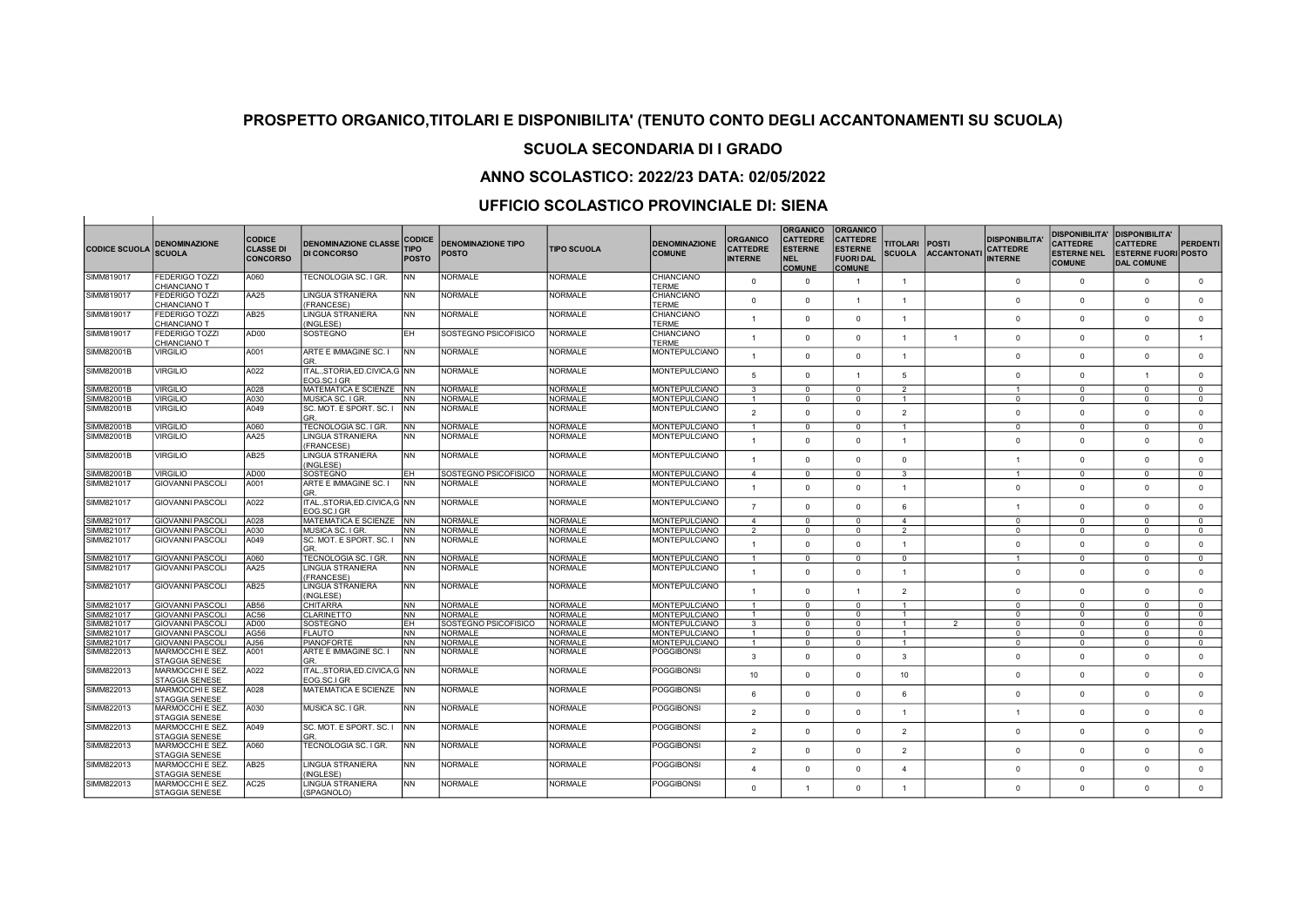# PROSPETTO ORGANICO,TITOLARI E DISPONIBILITA' (TENUTO CONTO DEGLI ACCANTONAMENTI SU SCUOLA)

## SCUOLA SECONDARIA DI I GRADO

## ANNO SCOLASTICO: 2022/23 DATA: 02/05/2022

## UFFICIO SCOLASTICO PROVINCIALE DI: SIENA

| CODICE SCUOLA | DENOMINAZIONE SCUOLA | CODICE CLASSE DI CONCORSO | DENOMINAZIONE CLASSE DI CONCORSO | CODICE TIPO POSTO | DENOMINAZIONE TIPO POSTO | TIPO SCUOLA | DENOMINAZIONE COMUNE | ORGANICO CATTEDRE INTERNE | ORGANICO CATTEDRE ESTERNE NEL COMUNE | ORGANICO CATTEDRE ESTERNE FUORI DAL COMUNE | TITOLARI SCUOLA | POSTI ACCANTONATI | DISPONIBILITA' CATTEDRE INTERNE | DISPONIBILITA' CATTEDRE ESTERNE NEL COMUNE | DISPONIBILITA' CATTEDRE ESTERNE FUORI DAL COMUNE | PERDENTI POSTO |
|---|---|---|---|---|---|---|---|---|---|---|---|---|---|---|---|---|
| SIMM819017 | FEDERIGO TOZZI CHIANCIANO T | A060 | TECNOLOGIA SC. I GR. | NN | NORMALE | NORMALE | CHIANCIANO TERME | 0 | 0 | 1 | 1 | | 0 | 0 | 0 | 0 |
| SIMM819017 | FEDERIGO TOZZI CHIANCIANO T | AA25 | LINGUA STRANIERA (FRANCESE) | NN | NORMALE | NORMALE | CHIANCIANO TERME | 0 | 0 | 1 | 1 | | 0 | 0 | 0 | 0 |
| SIMM819017 | FEDERIGO TOZZI CHIANCIANO T | AB25 | LINGUA STRANIERA (INGLESE) | NN | NORMALE | NORMALE | CHIANCIANO TERME | 1 | 0 | 0 | 1 | | 0 | 0 | 0 | 0 |
| SIMM819017 | FEDERIGO TOZZI CHIANCIANO T | AD00 | SOSTEGNO | EH | SOSTEGNO PSICOFISICO | NORMALE | CHIANCIANO TERME | 1 | 0 | 0 | 1 | 1 | 0 | 0 | 0 | 1 |
| SIMM82001B | VIRGILIO | A001 | ARTE E IMMAGINE SC. I GR. | NN | NORMALE | NORMALE | MONTEPULCIANO | 1 | 0 | 0 | 1 | | 0 | 0 | 0 | 0 |
| SIMM82001B | VIRGILIO | A022 | ITAL.,STORIA,ED.CIVICA,G EOG.SC.I GR | NN | NORMALE | NORMALE | MONTEPULCIANO | 5 | 0 | 1 | 5 | | 0 | 0 | 1 | 0 |
| SIMM82001B | VIRGILIO | A028 | MATEMATICA E SCIENZE | NN | NORMALE | NORMALE | MONTEPULCIANO | 3 | 0 | 0 | 2 | | 1 | 0 | 0 | 0 |
| SIMM82001B | VIRGILIO | A030 | MUSICA SC. I GR. | NN | NORMALE | NORMALE | MONTEPULCIANO | 1 | 0 | 0 | 1 | | 0 | 0 | 0 | 0 |
| SIMM82001B | VIRGILIO | A049 | SC. MOT. E SPORT. SC. I GR. | NN | NORMALE | NORMALE | MONTEPULCIANO | 2 | 0 | 0 | 2 | | 0 | 0 | 0 | 0 |
| SIMM82001B | VIRGILIO | A060 | TECNOLOGIA SC. I GR. | NN | NORMALE | NORMALE | MONTEPULCIANO | 1 | 0 | 0 | 1 | | 0 | 0 | 0 | 0 |
| SIMM82001B | VIRGILIO | AA25 | LINGUA STRANIERA (FRANCESE) | NN | NORMALE | NORMALE | MONTEPULCIANO | 1 | 0 | 0 | 1 | | 0 | 0 | 0 | 0 |
| SIMM82001B | VIRGILIO | AB25 | LINGUA STRANIERA (INGLESE) | NN | NORMALE | NORMALE | MONTEPULCIANO | 1 | 0 | 0 | 0 | | 1 | 0 | 0 | 0 |
| SIMM82001B | VIRGILIO | AD00 | SOSTEGNO | EH | SOSTEGNO PSICOFISICO | NORMALE | MONTEPULCIANO | 4 | 0 | 0 | 3 | | 1 | 0 | 0 | 0 |
| SIMM821017 | GIOVANNI PASCOLI | A001 | ARTE E IMMAGINE SC. I GR. | NN | NORMALE | NORMALE | MONTEPULCIANO | 1 | 0 | 0 | 1 | | 0 | 0 | 0 | 0 |
| SIMM821017 | GIOVANNI PASCOLI | A022 | ITAL.,STORIA,ED.CIVICA,G EOG.SC.I GR | NN | NORMALE | NORMALE | MONTEPULCIANO | 7 | 0 | 0 | 6 | | 1 | 0 | 0 | 0 |
| SIMM821017 | GIOVANNI PASCOLI | A028 | MATEMATICA E SCIENZE | NN | NORMALE | NORMALE | MONTEPULCIANO | 4 | 0 | 0 | 4 | | 0 | 0 | 0 | 0 |
| SIMM821017 | GIOVANNI PASCOLI | A030 | MUSICA SC. I GR. | NN | NORMALE | NORMALE | MONTEPULCIANO | 2 | 0 | 0 | 2 | | 0 | 0 | 0 | 0 |
| SIMM821017 | GIOVANNI PASCOLI | A049 | SC. MOT. E SPORT. SC. I GR. | NN | NORMALE | NORMALE | MONTEPULCIANO | 1 | 0 | 0 | 1 | | 0 | 0 | 0 | 0 |
| SIMM821017 | GIOVANNI PASCOLI | A060 | TECNOLOGIA SC. I GR. | NN | NORMALE | NORMALE | MONTEPULCIANO | 1 | 0 | 0 | 0 | | 1 | 0 | 0 | 0 |
| SIMM821017 | GIOVANNI PASCOLI | AA25 | LINGUA STRANIERA (FRANCESE) | NN | NORMALE | NORMALE | MONTEPULCIANO | 1 | 0 | 0 | 1 | | 0 | 0 | 0 | 0 |
| SIMM821017 | GIOVANNI PASCOLI | AB25 | LINGUA STRANIERA (INGLESE) | NN | NORMALE | NORMALE | MONTEPULCIANO | 1 | 0 | 1 | 2 | | 0 | 0 | 0 | 0 |
| SIMM821017 | GIOVANNI PASCOLI | AB56 | CHITARRA | NN | NORMALE | NORMALE | MONTEPULCIANO | 1 | 0 | 0 | 1 | | 0 | 0 | 0 | 0 |
| SIMM821017 | GIOVANNI PASCOLI | AC56 | CLARINETTO | NN | NORMALE | NORMALE | MONTEPULCIANO | 1 | 0 | 0 | 1 | | 0 | 0 | 0 | 0 |
| SIMM821017 | GIOVANNI PASCOLI | AD00 | SOSTEGNO | EH | SOSTEGNO PSICOFISICO | NORMALE | MONTEPULCIANO | 3 | 0 | 0 | 1 | 2 | 0 | 0 | 0 | 0 |
| SIMM821017 | GIOVANNI PASCOLI | AG56 | FLAUTO | NN | NORMALE | NORMALE | MONTEPULCIANO | 1 | 0 | 0 | 1 | | 0 | 0 | 0 | 0 |
| SIMM821017 | GIOVANNI PASCOLI | AJ56 | PIANOFORTE | NN | NORMALE | NORMALE | MONTEPULCIANO | 1 | 0 | 0 | 1 | | 0 | 0 | 0 | 0 |
| SIMM822013 | MARMOCCHI E SEZ. STAGGIA SENESE | A001 | ARTE E IMMAGINE SC. I GR. | NN | NORMALE | NORMALE | POGGIBONSI | 3 | 0 | 0 | 3 | | 0 | 0 | 0 | 0 |
| SIMM822013 | MARMOCCHI E SEZ. STAGGIA SENESE | A022 | ITAL.,STORIA,ED.CIVICA,G EOG.SC.I GR | NN | NORMALE | NORMALE | POGGIBONSI | 10 | 0 | 0 | 10 | | 0 | 0 | 0 | 0 |
| SIMM822013 | MARMOCCHI E SEZ. STAGGIA SENESE | A028 | MATEMATICA E SCIENZE | NN | NORMALE | NORMALE | POGGIBONSI | 6 | 0 | 0 | 6 | | 0 | 0 | 0 | 0 |
| SIMM822013 | MARMOCCHI E SEZ. STAGGIA SENESE | A030 | MUSICA SC. I GR. | NN | NORMALE | NORMALE | POGGIBONSI | 2 | 0 | 0 | 1 | | 1 | 0 | 0 | 0 |
| SIMM822013 | MARMOCCHI E SEZ. STAGGIA SENESE | A049 | SC. MOT. E SPORT. SC. I GR. | NN | NORMALE | NORMALE | POGGIBONSI | 2 | 0 | 0 | 2 | | 0 | 0 | 0 | 0 |
| SIMM822013 | MARMOCCHI E SEZ. STAGGIA SENESE | A060 | TECNOLOGIA SC. I GR. | NN | NORMALE | NORMALE | POGGIBONSI | 2 | 0 | 0 | 2 | | 0 | 0 | 0 | 0 |
| SIMM822013 | MARMOCCHI E SEZ. STAGGIA SENESE | AB25 | LINGUA STRANIERA (INGLESE) | NN | NORMALE | NORMALE | POGGIBONSI | 4 | 0 | 0 | 4 | | 0 | 0 | 0 | 0 |
| SIMM822013 | MARMOCCHI E SEZ. STAGGIA SENESE | AC25 | LINGUA STRANIERA (SPAGNOLO) | NN | NORMALE | NORMALE | POGGIBONSI | 0 | 1 | 0 | 1 | | 0 | 0 | 0 | 0 |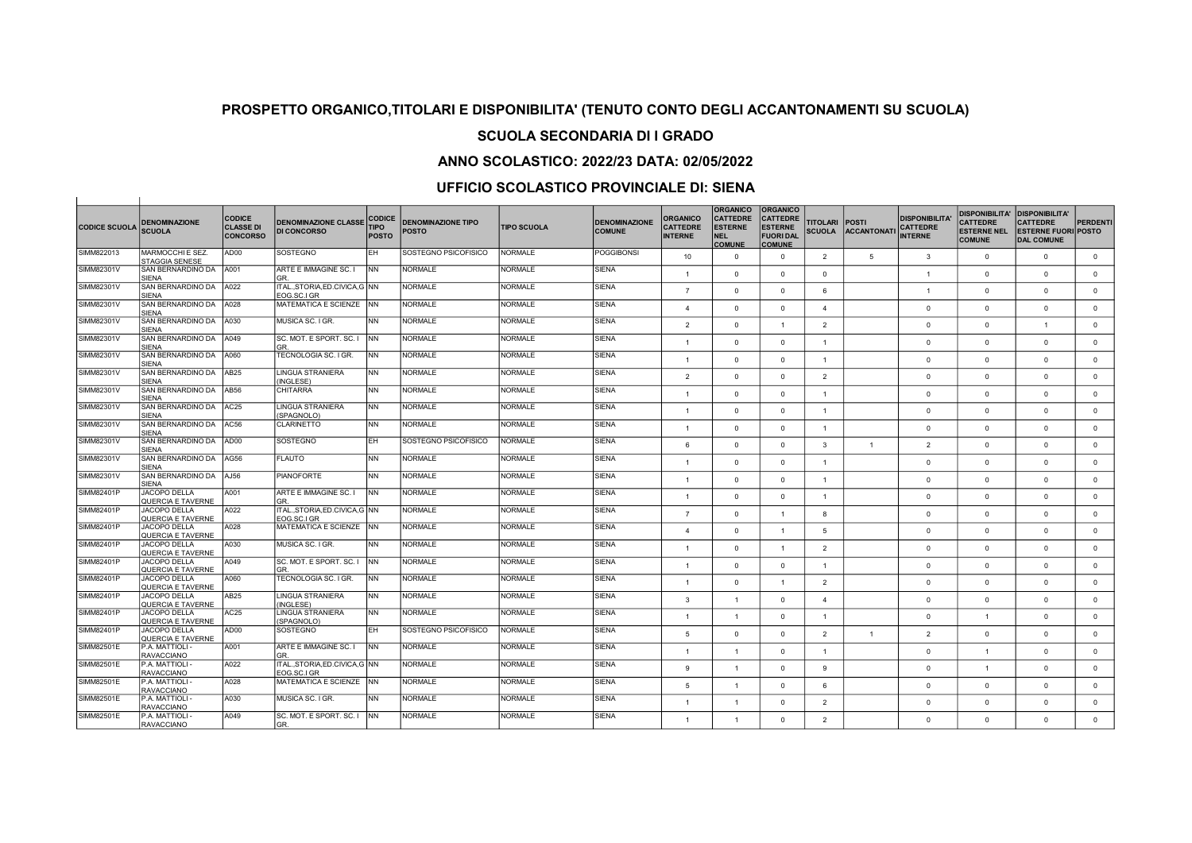## PROSPETTO ORGANICO,TITOLARI E DISPONIBILITA' (TENUTO CONTO DEGLI ACCANTONAMENTI SU SCUOLA)

### SCUOLA SECONDARIA DI I GRADO

### ANNO SCOLASTICO: 2022/23 DATA: 02/05/2022

### UFFICIO SCOLASTICO PROVINCIALE DI: SIENA

| CODICE SCUOLA | DENOMINAZIONE SCUOLA | CODICE CLASSE DI CONCORSO | DENOMINAZIONE CLASSE DI CONCORSO | CODICE TIPO POSTO | DENOMINAZIONE TIPO POSTO | TIPO SCUOLA | DENOMINAZIONE COMUNE | ORGANICO CATTEDRE INTERNE | ORGANICO CATTEDRE ESTERNE NEL COMUNE | ORGANICO CATTEDRE ESTERNE FUORI DAL COMUNE | TITOLARI SCUOLA | POSTI ACCANTONATI | DISPONIBILITA' CATTEDRE INTERNE | DISPONIBILITA' CATTEDRE ESTERNE NEL COMUNE | DISPONIBILITA' CATTEDRE ESTERNE FUORI DAL COMUNE | PERDENTI POSTO |
|---|---|---|---|---|---|---|---|---|---|---|---|---|---|---|---|---|
| SIMM822013 | MARMOCCHI E SEZ. STAGGIA SENESE | AD00 | SOSTEGNO | EH | SOSTEGNO PSICOFISICO | NORMALE | POGGIBONSI | 10 | 0 | 0 | 2 | 5 | 3 | 0 | 0 | 0 |
| SIMM82301V | SAN BERNARDINO DA SIENA | A001 | ARTE E IMMAGINE SC. I GR. | NN | NORMALE | NORMALE | SIENA | 1 | 0 | 0 | 0 | | 1 | 0 | 0 | 0 |
| SIMM82301V | SAN BERNARDINO DA SIENA | A022 | ITAL.,STORIA,ED.CIVICA,GEOG.SC.I GR | NN | NORMALE | NORMALE | SIENA | 7 | 0 | 0 | 6 | | 1 | 0 | 0 | 0 |
| SIMM82301V | SAN BERNARDINO DA SIENA | A028 | MATEMATICA E SCIENZE | NN | NORMALE | NORMALE | SIENA | 4 | 0 | 0 | 4 | | 0 | 0 | 0 | 0 |
| SIMM82301V | SAN BERNARDINO DA SIENA | A030 | MUSICA SC. I GR. | NN | NORMALE | NORMALE | SIENA | 2 | 0 | 1 | 2 | | 0 | 0 | 1 | 0 |
| SIMM82301V | SAN BERNARDINO DA SIENA | A049 | SC. MOT. E SPORT. SC. I GR. | NN | NORMALE | NORMALE | SIENA | 1 | 0 | 0 | 1 | | 0 | 0 | 0 | 0 |
| SIMM82301V | SAN BERNARDINO DA SIENA | A060 | TECNOLOGIA SC. I GR. | NN | NORMALE | NORMALE | SIENA | 1 | 0 | 0 | 1 | | 0 | 0 | 0 | 0 |
| SIMM82301V | SAN BERNARDINO DA SIENA | AB25 | LINGUA STRANIERA (INGLESE) | NN | NORMALE | NORMALE | SIENA | 2 | 0 | 0 | 2 | | 0 | 0 | 0 | 0 |
| SIMM82301V | SAN BERNARDINO DA SIENA | AB56 | CHITARRA | NN | NORMALE | NORMALE | SIENA | 1 | 0 | 0 | 1 | | 0 | 0 | 0 | 0 |
| SIMM82301V | SAN BERNARDINO DA SIENA | AC25 | LINGUA STRANIERA (SPAGNOLO) | NN | NORMALE | NORMALE | SIENA | 1 | 0 | 0 | 1 | | 0 | 0 | 0 | 0 |
| SIMM82301V | SAN BERNARDINO DA SIENA | AC56 | CLARINETTO | NN | NORMALE | NORMALE | SIENA | 1 | 0 | 0 | 1 | | 0 | 0 | 0 | 0 |
| SIMM82301V | SAN BERNARDINO DA SIENA | AD00 | SOSTEGNO | EH | SOSTEGNO PSICOFISICO | NORMALE | SIENA | 6 | 0 | 0 | 3 | 1 | 2 | 0 | 0 | 0 |
| SIMM82301V | SAN BERNARDINO DA SIENA | AG56 | FLAUTO | NN | NORMALE | NORMALE | SIENA | 1 | 0 | 0 | 1 | | 0 | 0 | 0 | 0 |
| SIMM82301V | SAN BERNARDINO DA SIENA | AJ56 | PIANOFORTE | NN | NORMALE | NORMALE | SIENA | 1 | 0 | 0 | 1 | | 0 | 0 | 0 | 0 |
| SIMM82401P | JACOPO DELLA QUERCIA E TAVERNE | A001 | ARTE E IMMAGINE SC. I GR. | NN | NORMALE | NORMALE | SIENA | 1 | 0 | 0 | 1 | | 0 | 0 | 0 | 0 |
| SIMM82401P | JACOPO DELLA QUERCIA E TAVERNE | A022 | ITAL.,STORIA,ED.CIVICA,GEOG.SC.I GR | NN | NORMALE | NORMALE | SIENA | 7 | 0 | 1 | 8 | | 0 | 0 | 0 | 0 |
| SIMM82401P | JACOPO DELLA QUERCIA E TAVERNE | A028 | MATEMATICA E SCIENZE | NN | NORMALE | NORMALE | SIENA | 4 | 0 | 1 | 5 | | 0 | 0 | 0 | 0 |
| SIMM82401P | JACOPO DELLA QUERCIA E TAVERNE | A030 | MUSICA SC. I GR. | NN | NORMALE | NORMALE | SIENA | 1 | 0 | 1 | 2 | | 0 | 0 | 0 | 0 |
| SIMM82401P | JACOPO DELLA QUERCIA E TAVERNE | A049 | SC. MOT. E SPORT. SC. I GR. | NN | NORMALE | NORMALE | SIENA | 1 | 0 | 0 | 1 | | 0 | 0 | 0 | 0 |
| SIMM82401P | JACOPO DELLA QUERCIA E TAVERNE | A060 | TECNOLOGIA SC. I GR. | NN | NORMALE | NORMALE | SIENA | 1 | 0 | 1 | 2 | | 0 | 0 | 0 | 0 |
| SIMM82401P | JACOPO DELLA QUERCIA E TAVERNE | AB25 | LINGUA STRANIERA (INGLESE) | NN | NORMALE | NORMALE | SIENA | 3 | 1 | 0 | 4 | | 0 | 0 | 0 | 0 |
| SIMM82401P | JACOPO DELLA QUERCIA E TAVERNE | AC25 | LINGUA STRANIERA (SPAGNOLO) | NN | NORMALE | NORMALE | SIENA | 1 | 1 | 0 | 1 | | 0 | 1 | 0 | 0 |
| SIMM82401P | JACOPO DELLA QUERCIA E TAVERNE | AD00 | SOSTEGNO | EH | SOSTEGNO PSICOFISICO | NORMALE | SIENA | 5 | 0 | 0 | 2 | 1 | 2 | 0 | 0 | 0 |
| SIMM82501E | P.A. MATTIOLI - RAVACCIANO | A001 | ARTE E IMMAGINE SC. I GR. | NN | NORMALE | NORMALE | SIENA | 1 | 1 | 0 | 1 | | 0 | 1 | 0 | 0 |
| SIMM82501E | P.A. MATTIOLI - RAVACCIANO | A022 | ITAL.,STORIA,ED.CIVICA,GEOG.SC.I GR | NN | NORMALE | NORMALE | SIENA | 9 | 1 | 0 | 9 | | 0 | 1 | 0 | 0 |
| SIMM82501E | P.A. MATTIOLI - RAVACCIANO | A028 | MATEMATICA E SCIENZE | NN | NORMALE | NORMALE | SIENA | 5 | 1 | 0 | 6 | | 0 | 0 | 0 | 0 |
| SIMM82501E | P.A. MATTIOLI - RAVACCIANO | A030 | MUSICA SC. I GR. | NN | NORMALE | NORMALE | SIENA | 1 | 1 | 0 | 2 | | 0 | 0 | 0 | 0 |
| SIMM82501E | P.A. MATTIOLI - RAVACCIANO | A049 | SC. MOT. E SPORT. SC. I GR. | NN | NORMALE | NORMALE | SIENA | 1 | 1 | 0 | 2 | | 0 | 0 | 0 | 0 |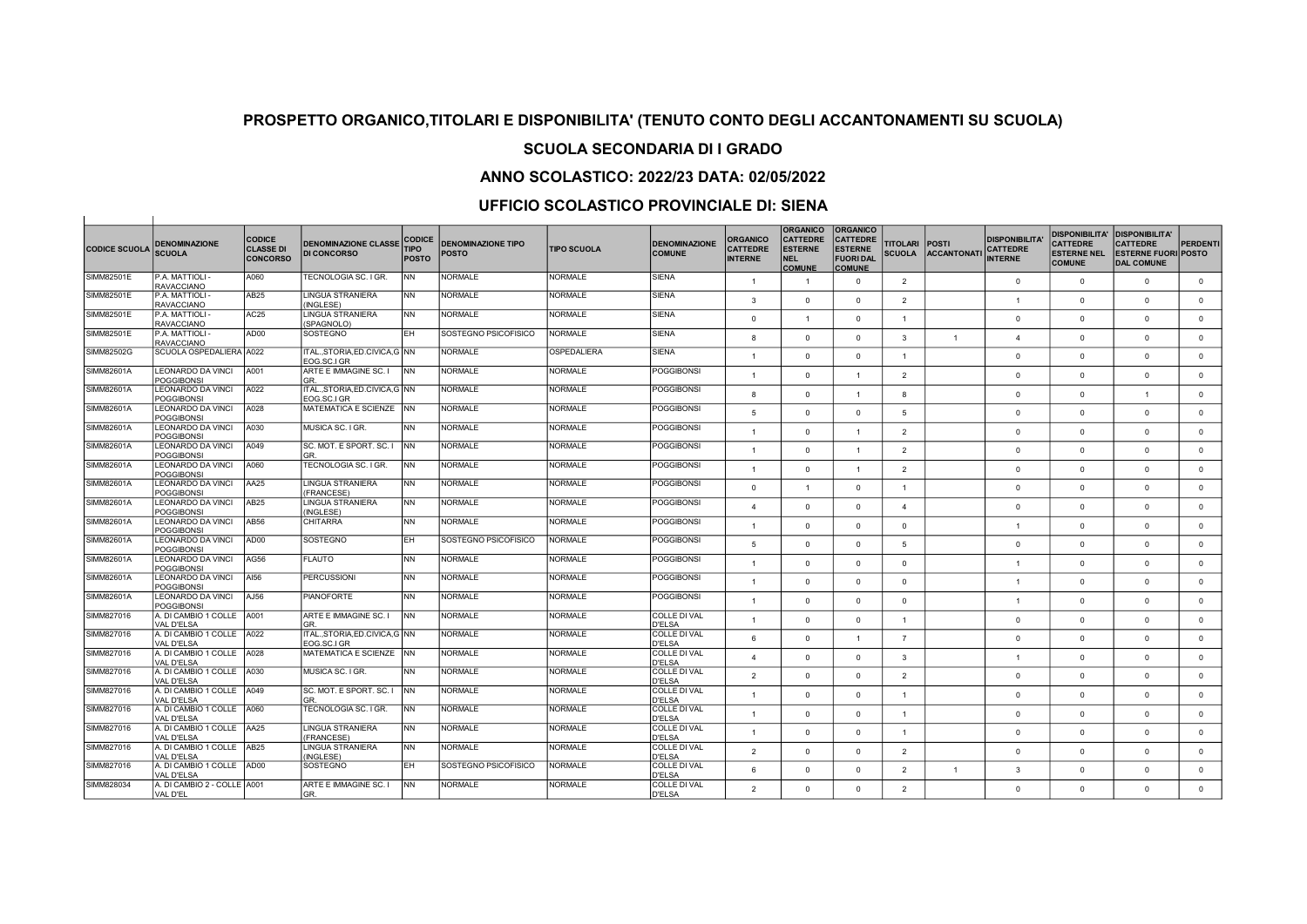# PROSPETTO ORGANICO,TITOLARI E DISPONIBILITA' (TENUTO CONTO DEGLI ACCANTONAMENTI SU SCUOLA)

## SCUOLA SECONDARIA DI I GRADO

## ANNO SCOLASTICO: 2022/23 DATA: 02/05/2022

## UFFICIO SCOLASTICO PROVINCIALE DI: SIENA

| CODICE SCUOLA | DENOMINAZIONE SCUOLA | CODICE CLASSE DI CONCORSO | DENOMINAZIONE CLASSE DI CONCORSO | CODICE TIPO POSTO | DENOMINAZIONE TIPO POSTO | TIPO SCUOLA | DENOMINAZIONE COMUNE | ORGANICO CATTEDRE INTERNE | ORGANICO CATTEDRE ESTERNE NEL COMUNE | ORGANICO CATTEDRE ESTERNE FUORI DAL COMUNE | TITOLARI SCUOLA | POSTI ACCANTONATI | DISPONIBILITA' CATTEDRE INTERNE | DISPONIBILITA' CATTEDRE ESTERNE NEL COMUNE | DISPONIBILITA' CATTEDRE ESTERNE FUORI DAL COMUNE | PERDENTI POSTO |
|---|---|---|---|---|---|---|---|---|---|---|---|---|---|---|---|---|
| SIMM82501E | P.A. MATTIOLI - RAVACCIANO | A060 | TECNOLOGIA SC. I GR. | NN | NORMALE | NORMALE | SIENA | 1 | 1 | 0 | 2 | | 0 | 0 | 0 | 0 |
| SIMM82501E | P.A. MATTIOLI - RAVACCIANO | AB25 | LINGUA STRANIERA (INGLESE) | NN | NORMALE | NORMALE | SIENA | 3 | 0 | 0 | 2 | | 1 | 0 | 0 | 0 |
| SIMM82501E | P.A. MATTIOLI - RAVACCIANO | AC25 | LINGUA STRANIERA (SPAGNOLO) | NN | NORMALE | NORMALE | SIENA | 0 | 1 | 0 | 1 | | 0 | 0 | 0 | 0 |
| SIMM82501E | P.A. MATTIOLI - RAVACCIANO | AD00 | SOSTEGNO | EH | SOSTEGNO PSICOFISICO | NORMALE | SIENA | 8 | 0 | 0 | 3 | 1 | 4 | 0 | 0 | 0 |
| SIMM82502G | SCUOLA OSPEDALIERA | A022 | ITAL.,STORIA,ED.CIVICA,GEOG.SC.I GR | NN | NORMALE | OSPEDALIERA | SIENA | 1 | 0 | 0 | 1 | | 0 | 0 | 0 | 0 |
| SIMM82601A | LEONARDO DA VINCI POGGIBONSI | A001 | ARTE E IMMAGINE SC. I GR. | NN | NORMALE | NORMALE | POGGIBONSI | 1 | 0 | 1 | 2 | | 0 | 0 | 0 | 0 |
| SIMM82601A | LEONARDO DA VINCI POGGIBONSI | A022 | ITAL.,STORIA,ED.CIVICA,GEOG.SC.I GR | NN | NORMALE | NORMALE | POGGIBONSI | 8 | 0 | 1 | 8 | | 0 | 0 | 1 | 0 |
| SIMM82601A | LEONARDO DA VINCI POGGIBONSI | A028 | MATEMATICA E SCIENZE | NN | NORMALE | NORMALE | POGGIBONSI | 5 | 0 | 0 | 5 | | 0 | 0 | 0 | 0 |
| SIMM82601A | LEONARDO DA VINCI POGGIBONSI | A030 | MUSICA SC. I GR. | NN | NORMALE | NORMALE | POGGIBONSI | 1 | 0 | 1 | 2 | | 0 | 0 | 0 | 0 |
| SIMM82601A | LEONARDO DA VINCI POGGIBONSI | A049 | SC. MOT. E SPORT. SC. I GR. | NN | NORMALE | NORMALE | POGGIBONSI | 1 | 0 | 1 | 2 | | 0 | 0 | 0 | 0 |
| SIMM82601A | LEONARDO DA VINCI POGGIBONSI | A060 | TECNOLOGIA SC. I GR. | NN | NORMALE | NORMALE | POGGIBONSI | 1 | 0 | 1 | 2 | | 0 | 0 | 0 | 0 |
| SIMM82601A | LEONARDO DA VINCI POGGIBONSI | AA25 | LINGUA STRANIERA (FRANCESE) | NN | NORMALE | NORMALE | POGGIBONSI | 0 | 1 | 0 | 1 | | 0 | 0 | 0 | 0 |
| SIMM82601A | LEONARDO DA VINCI POGGIBONSI | AB25 | LINGUA STRANIERA (INGLESE) | NN | NORMALE | NORMALE | POGGIBONSI | 4 | 0 | 0 | 4 | | 0 | 0 | 0 | 0 |
| SIMM82601A | LEONARDO DA VINCI POGGIBONSI | AB56 | CHITARRA | NN | NORMALE | NORMALE | POGGIBONSI | 1 | 0 | 0 | 0 | | 1 | 0 | 0 | 0 |
| SIMM82601A | LEONARDO DA VINCI POGGIBONSI | AD00 | SOSTEGNO | EH | SOSTEGNO PSICOFISICO | NORMALE | POGGIBONSI | 5 | 0 | 0 | 5 | | 0 | 0 | 0 | 0 |
| SIMM82601A | LEONARDO DA VINCI POGGIBONSI | AG56 | FLAUTO | NN | NORMALE | NORMALE | POGGIBONSI | 1 | 0 | 0 | 0 | | 1 | 0 | 0 | 0 |
| SIMM82601A | LEONARDO DA VINCI POGGIBONSI | AI56 | PERCUSSIONI | NN | NORMALE | NORMALE | POGGIBONSI | 1 | 0 | 0 | 0 | | 1 | 0 | 0 | 0 |
| SIMM82601A | LEONARDO DA VINCI POGGIBONSI | AJ56 | PIANOFORTE | NN | NORMALE | NORMALE | POGGIBONSI | 1 | 0 | 0 | 0 | | 1 | 0 | 0 | 0 |
| SIMM827016 | A. DI CAMBIO 1 COLLE VAL D'ELSA | A001 | ARTE E IMMAGINE SC. I GR. | NN | NORMALE | NORMALE | COLLE DI VAL D'ELSA | 1 | 0 | 0 | 1 | | 0 | 0 | 0 | 0 |
| SIMM827016 | A. DI CAMBIO 1 COLLE VAL D'ELSA | A022 | ITAL.,STORIA,ED.CIVICA,GEOG.SC.I GR | NN | NORMALE | NORMALE | COLLE DI VAL D'ELSA | 6 | 0 | 1 | 7 | | 0 | 0 | 0 | 0 |
| SIMM827016 | A. DI CAMBIO 1 COLLE VAL D'ELSA | A028 | MATEMATICA E SCIENZE | NN | NORMALE | NORMALE | COLLE DI VAL D'ELSA | 4 | 0 | 0 | 3 | | 1 | 0 | 0 | 0 |
| SIMM827016 | A. DI CAMBIO 1 COLLE VAL D'ELSA | A030 | MUSICA SC. I GR. | NN | NORMALE | NORMALE | COLLE DI VAL D'ELSA | 2 | 0 | 0 | 2 | | 0 | 0 | 0 | 0 |
| SIMM827016 | A. DI CAMBIO 1 COLLE VAL D'ELSA | A049 | SC. MOT. E SPORT. SC. I GR. | NN | NORMALE | NORMALE | COLLE DI VAL D'ELSA | 1 | 0 | 0 | 1 | | 0 | 0 | 0 | 0 |
| SIMM827016 | A. DI CAMBIO 1 COLLE VAL D'ELSA | A060 | TECNOLOGIA SC. I GR. | NN | NORMALE | NORMALE | COLLE DI VAL D'ELSA | 1 | 0 | 0 | 1 | | 0 | 0 | 0 | 0 |
| SIMM827016 | A. DI CAMBIO 1 COLLE VAL D'ELSA | AA25 | LINGUA STRANIERA (FRANCESE) | NN | NORMALE | NORMALE | COLLE DI VAL D'ELSA | 1 | 0 | 0 | 1 | | 0 | 0 | 0 | 0 |
| SIMM827016 | A. DI CAMBIO 1 COLLE VAL D'ELSA | AB25 | LINGUA STRANIERA (INGLESE) | NN | NORMALE | NORMALE | COLLE DI VAL D'ELSA | 2 | 0 | 0 | 2 | | 0 | 0 | 0 | 0 |
| SIMM827016 | A. DI CAMBIO 1 COLLE VAL D'ELSA | AD00 | SOSTEGNO | EH | SOSTEGNO PSICOFISICO | NORMALE | COLLE DI VAL D'ELSA | 6 | 0 | 0 | 2 | 1 | 3 | 0 | 0 | 0 |
| SIMM828034 | A. DI CAMBIO 2 - COLLE VAL D'EL | A001 | ARTE E IMMAGINE SC. I GR. | NN | NORMALE | NORMALE | COLLE DI VAL D'ELSA | 2 | 0 | 0 | 2 | | 0 | 0 | 0 | 0 |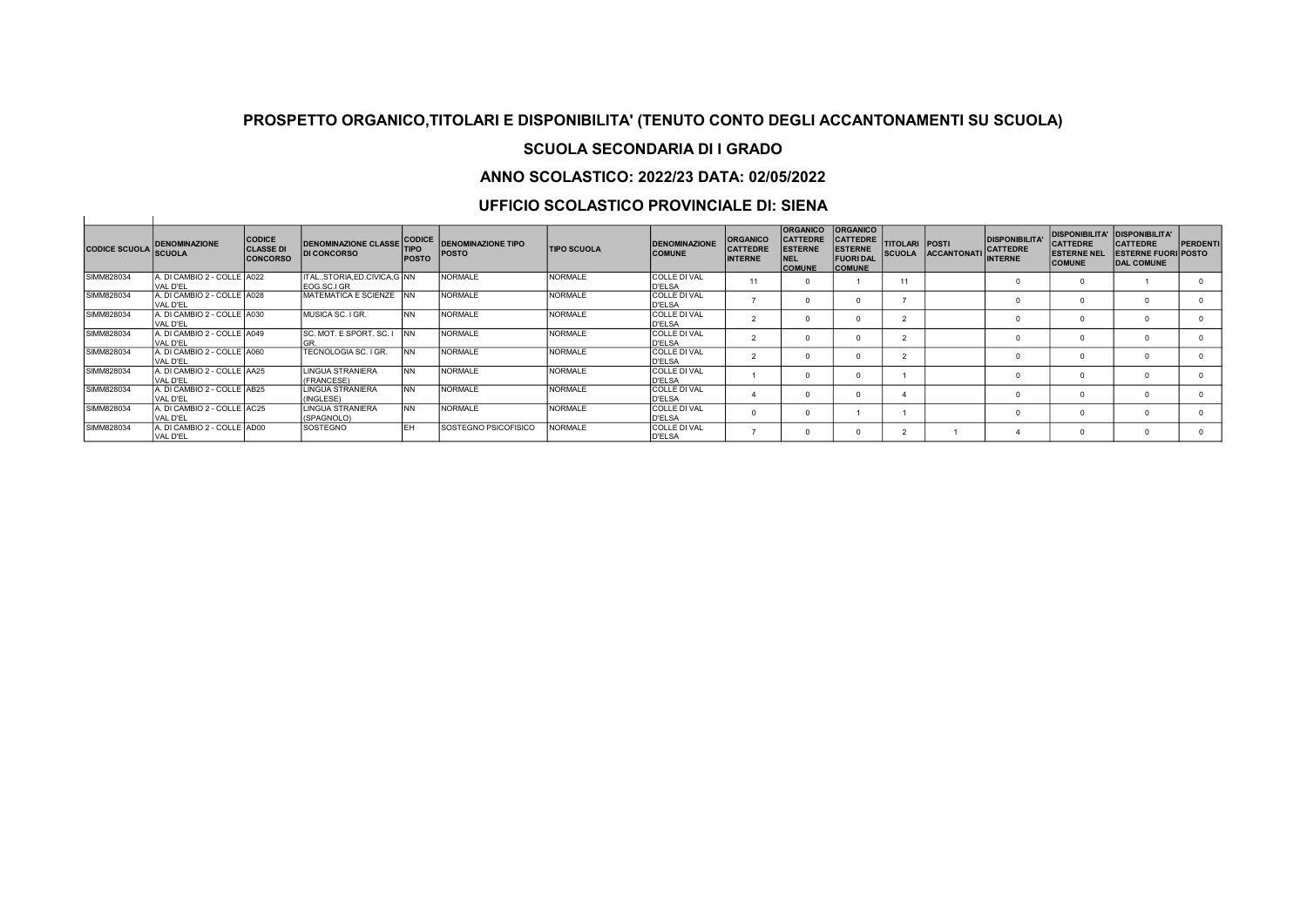## PROSPETTO ORGANICO,TITOLARI E DISPONIBILITA' (TENUTO CONTO DEGLI ACCANTONAMENTI SU SCUOLA)

## SCUOLA SECONDARIA DI I GRADO

## ANNO SCOLASTICO: 2022/23 DATA: 02/05/2022

## UFFICIO SCOLASTICO PROVINCIALE DI: SIENA

| CODICE SCUOLA | DENOMINAZIONE SCUOLA | CODICE CLASSE DI CONCORSO | DENOMINAZIONE CLASSE DI CONCORSO | CODICE TIPO POSTO | DENOMINAZIONE TIPO POSTO | TIPO SCUOLA | DENOMINAZIONE COMUNE | ORGANICO CATTEDRE INTERNE | ORGANICO CATTEDRE ESTERNE NEL COMUNE | ORGANICO CATTEDRE ESTERNE FUORI DAL COMUNE | TITOLARI SCUOLA | POSTI ACCANTONATI | DISPONIBILITA' CATTEDRE INTERNE | DISPONIBILITA' CATTEDRE ESTERNE NEL COMUNE | DISPONIBILITA' CATTEDRE ESTERNE FUORI DAL COMUNE | PERDENTI POSTO |
|---|---|---|---|---|---|---|---|---|---|---|---|---|---|---|---|---|
| SIMM828034 | A. DI CAMBIO 2 - COLLE VAL D'EL | A022 | ITAL.,STORIA,ED.CIVICA,GEOG.SC.I GR | NN | NORMALE | NORMALE | COLLE DI VAL D'ELSA | 11 | 0 | 1 | 11 | | 0 | 0 | 1 | 0 |
| SIMM828034 | A. DI CAMBIO 2 - COLLE VAL D'EL | A028 | MATEMATICA E SCIENZE | NN | NORMALE | NORMALE | COLLE DI VAL D'ELSA | 7 | 0 | 0 | 7 | | 0 | 0 | 0 | 0 |
| SIMM828034 | A. DI CAMBIO 2 - COLLE VAL D'EL | A030 | MUSICA SC. I GR. | NN | NORMALE | NORMALE | COLLE DI VAL D'ELSA | 2 | 0 | 0 | 2 | | 0 | 0 | 0 | 0 |
| SIMM828034 | A. DI CAMBIO 2 - COLLE VAL D'EL | A049 | SC. MOT. E SPORT. SC. I GR. | NN | NORMALE | NORMALE | COLLE DI VAL D'ELSA | 2 | 0 | 0 | 2 | | 0 | 0 | 0 | 0 |
| SIMM828034 | A. DI CAMBIO 2 - COLLE VAL D'EL | A060 | TECNOLOGIA SC. I GR. | NN | NORMALE | NORMALE | COLLE DI VAL D'ELSA | 2 | 0 | 0 | 2 | | 0 | 0 | 0 | 0 |
| SIMM828034 | A. DI CAMBIO 2 - COLLE VAL D'EL | AA25 | LINGUA STRANIERA (FRANCESE) | NN | NORMALE | NORMALE | COLLE DI VAL D'ELSA | 1 | 0 | 0 | 1 | | 0 | 0 | 0 | 0 |
| SIMM828034 | A. DI CAMBIO 2 - COLLE VAL D'EL | AB25 | LINGUA STRANIERA (INGLESE) | NN | NORMALE | NORMALE | COLLE DI VAL D'ELSA | 4 | 0 | 0 | 4 | | 0 | 0 | 0 | 0 |
| SIMM828034 | A. DI CAMBIO 2 - COLLE VAL D'EL | AC25 | LINGUA STRANIERA (SPAGNOLO) | NN | NORMALE | NORMALE | COLLE DI VAL D'ELSA | 0 | 0 | 1 | 1 | | 0 | 0 | 0 | 0 |
| SIMM828034 | A. DI CAMBIO 2 - COLLE VAL D'EL | AD00 | SOSTEGNO | EH | SOSTEGNO PSICOFISICO | NORMALE | COLLE DI VAL D'ELSA | 7 | 0 | 0 | 2 | 1 | 4 | 0 | 0 | 0 |